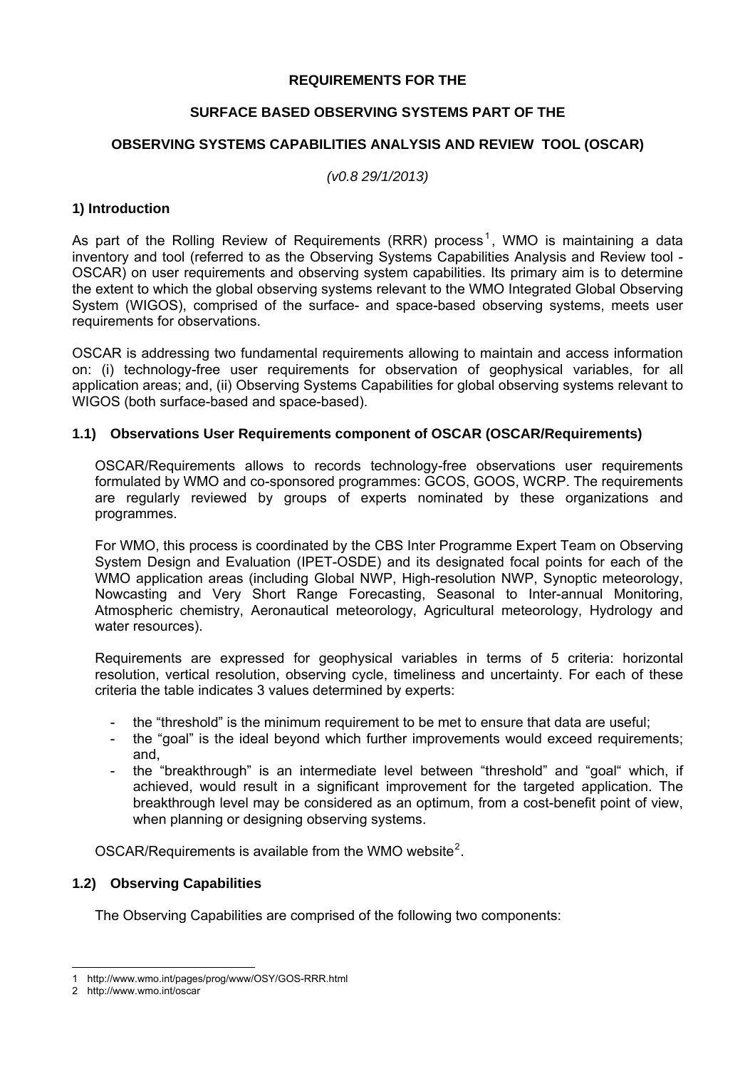**REQUIREMENTS FOR THE**

**SURFACE BASED OBSERVING SYSTEMS PART OF THE**

**OBSERVING SYSTEMS CAPABILITIES ANALYSIS AND REVIEW TOOL (OSCAR)**

*(v0.8 29/1/2013)*

## 1) Introduction

As part of the Rolling Review of Requirements (RRR) process[1], WMO is maintaining a data inventory and tool (referred to as the Observing Systems Capabilities Analysis and Review tool - OSCAR) on user requirements and observing system capabilities. Its primary aim is to determine the extent to which the global observing systems relevant to the WMO Integrated Global Observing System (WIGOS), comprised of the surface- and space-based observing systems, meets user requirements for observations.

OSCAR is addressing two fundamental requirements allowing to maintain and access information on: (i) technology-free user requirements for observation of geophysical variables, for all application areas; and, (ii) Observing Systems Capabilities for global observing systems relevant to WIGOS (both surface-based and space-based).

### 1.1) Observations User Requirements component of OSCAR (OSCAR/Requirements)

OSCAR/Requirements allows to records technology-free observations user requirements formulated by WMO and co-sponsored programmes: GCOS, GOOS, WCRP. The requirements are regularly reviewed by groups of experts nominated by these organizations and programmes.

For WMO, this process is coordinated by the CBS Inter Programme Expert Team on Observing System Design and Evaluation (IPET-OSDE) and its designated focal points for each of the WMO application areas (including Global NWP, High-resolution NWP, Synoptic meteorology, Nowcasting and Very Short Range Forecasting, Seasonal to Inter-annual Monitoring, Atmospheric chemistry, Aeronautical meteorology, Agricultural meteorology, Hydrology and water resources).

Requirements are expressed for geophysical variables in terms of 5 criteria: horizontal resolution, vertical resolution, observing cycle, timeliness and uncertainty. For each of these criteria the table indicates 3 values determined by experts:

- the "threshold" is the minimum requirement to be met to ensure that data are useful;
- the "goal" is the ideal beyond which further improvements would exceed requirements; and,
- the "breakthrough" is an intermediate level between "threshold" and "goal" which, if achieved, would result in a significant improvement for the targeted application. The breakthrough level may be considered as an optimum, from a cost-benefit point of view, when planning or designing observing systems.

OSCAR/Requirements is available from the WMO website[2].

### 1.2) Observing Capabilities

The Observing Capabilities are comprised of the following two components:

---

1 http://www.wmo.int/pages/prog/www/OSY/GOS-RRR.html

2 http://www.wmo.int/oscar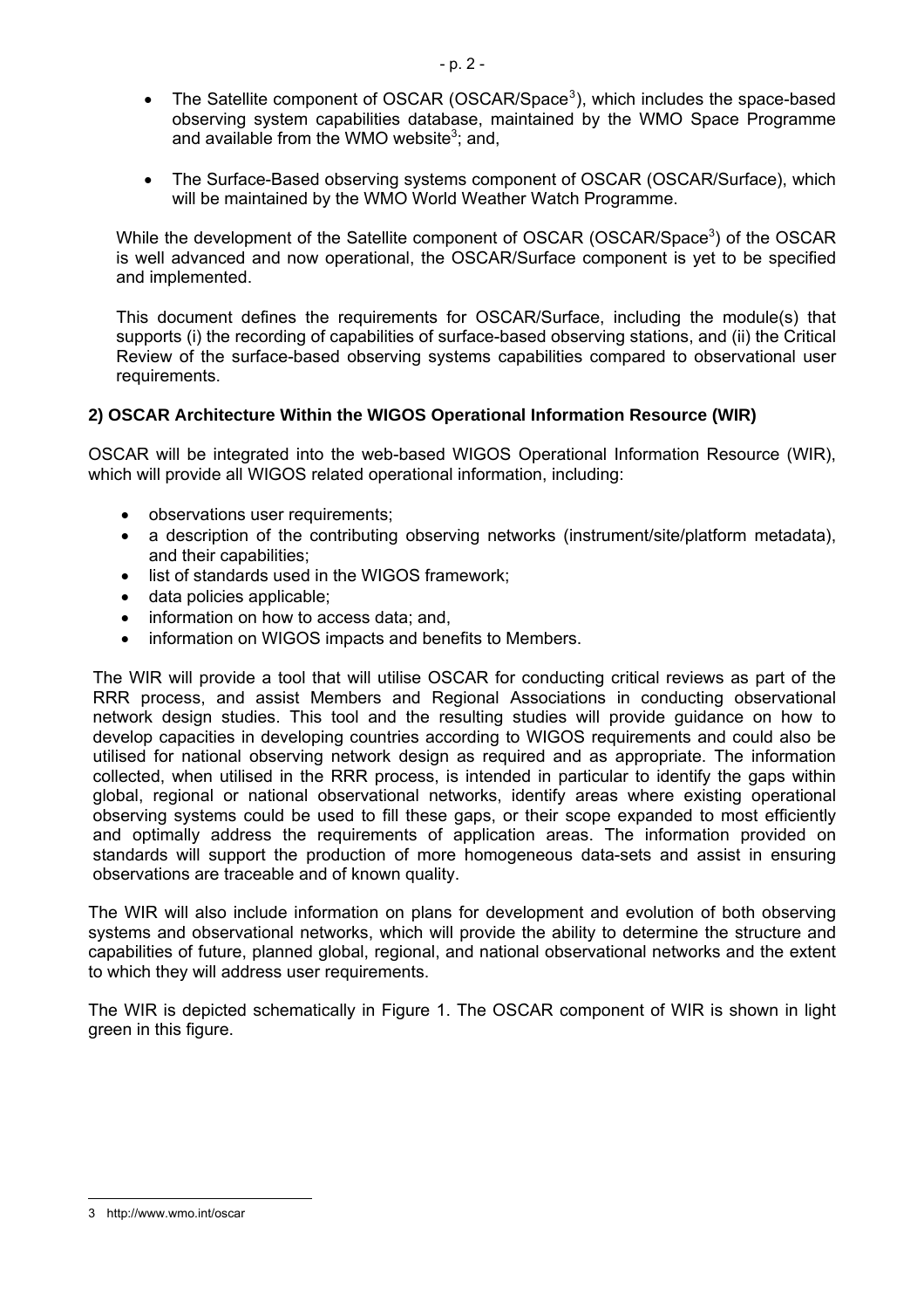- The Satellite component of OSCAR (OSCAR/Space[3]), which includes the space-based observing system capabilities database, maintained by the WMO Space Programme and available from the WMO website[3]; and,

- The Surface-Based observing systems component of OSCAR (OSCAR/Surface), which will be maintained by the WMO World Weather Watch Programme.

While the development of the Satellite component of OSCAR (OSCAR/Space[3]) of the OSCAR is well advanced and now operational, the OSCAR/Surface component is yet to be specified and implemented.

This document defines the requirements for OSCAR/Surface, including the module(s) that supports (i) the recording of capabilities of surface-based observing stations, and (ii) the Critical Review of the surface-based observing systems capabilities compared to observational user requirements.

## 2) OSCAR Architecture Within the WIGOS Operational Information Resource (WIR)

OSCAR will be integrated into the web-based WIGOS Operational Information Resource (WIR), which will provide all WIGOS related operational information, including:

- observations user requirements;
- a description of the contributing observing networks (instrument/site/platform metadata), and their capabilities;
- list of standards used in the WIGOS framework;
- data policies applicable;
- information on how to access data; and,
- information on WIGOS impacts and benefits to Members.

The WIR will provide a tool that will utilise OSCAR for conducting critical reviews as part of the RRR process, and assist Members and Regional Associations in conducting observational network design studies. This tool and the resulting studies will provide guidance on how to develop capacities in developing countries according to WIGOS requirements and could also be utilised for national observing network design as required and as appropriate. The information collected, when utilised in the RRR process, is intended in particular to identify the gaps within global, regional or national observational networks, identify areas where existing operational observing systems could be used to fill these gaps, or their scope expanded to most efficiently and optimally address the requirements of application areas. The information provided on standards will support the production of more homogeneous data-sets and assist in ensuring observations are traceable and of known quality.

The WIR will also include information on plans for development and evolution of both observing systems and observational networks, which will provide the ability to determine the structure and capabilities of future, planned global, regional, and national observational networks and the extent to which they will address user requirements.

The WIR is depicted schematically in Figure 1. The OSCAR component of WIR is shown in light green in this figure.

---

3 http://www.wmo.int/oscar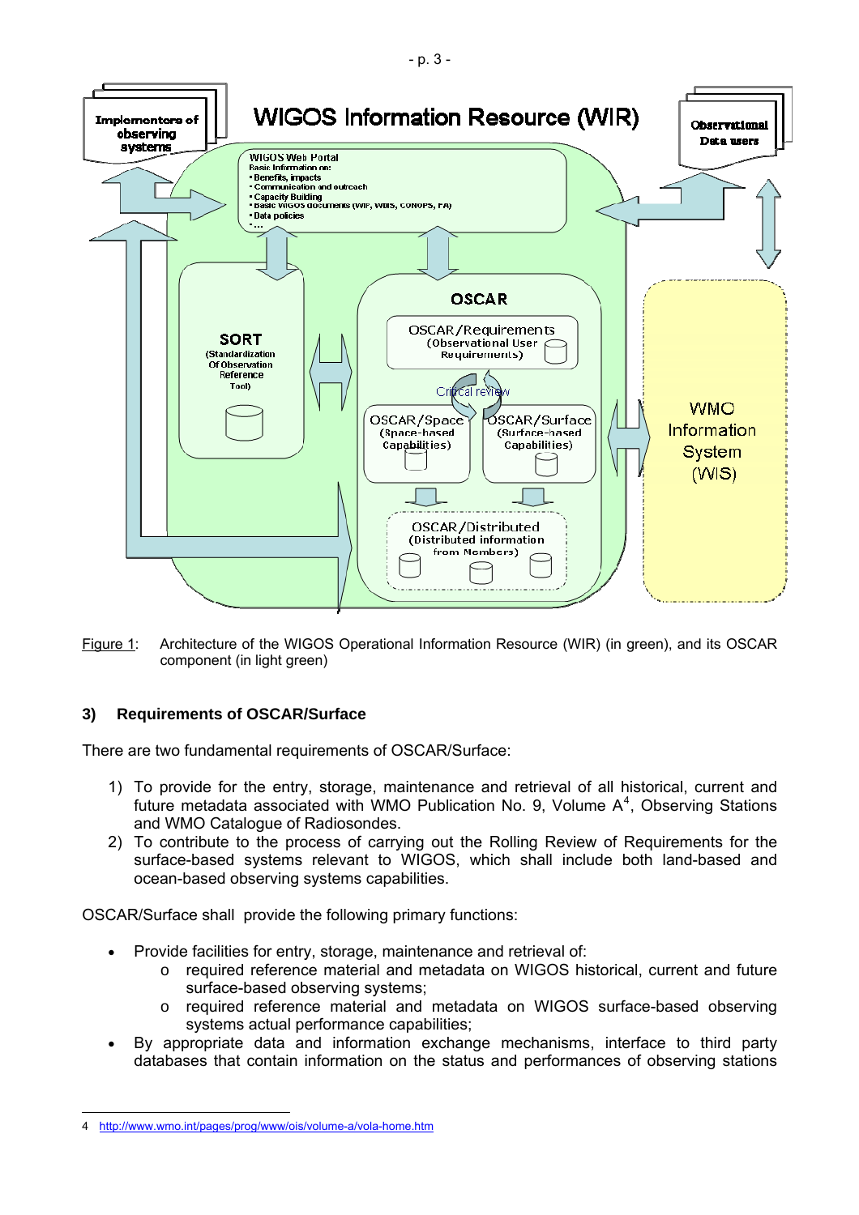Figure 1: Architecture of the WIGOS Operational Information Resource (WIR) (in green), and its OSCAR component (in light green)

### 3) Requirements of OSCAR/Surface

There are two fundamental requirements of OSCAR/Surface:

1) To provide for the entry, storage, maintenance and retrieval of all historical, current and future metadata associated with WMO Publication No. 9, Volume A[4], Observing Stations and WMO Catalogue of Radiosondes.
2) To contribute to the process of carrying out the Rolling Review of Requirements for the surface-based systems relevant to WIGOS, which shall include both land-based and ocean-based observing systems capabilities.

OSCAR/Surface shall provide the following primary functions:

- Provide facilities for entry, storage, maintenance and retrieval of:
  - required reference material and metadata on WIGOS historical, current and future surface-based observing systems;
  - required reference material and metadata on WIGOS surface-based observing systems actual performance capabilities;
- By appropriate data and information exchange mechanisms, interface to third party databases that contain information on the status and performances of observing stations

---

4 http://www.wmo.int/pages/prog/www/ois/volume-a/vola-home.htm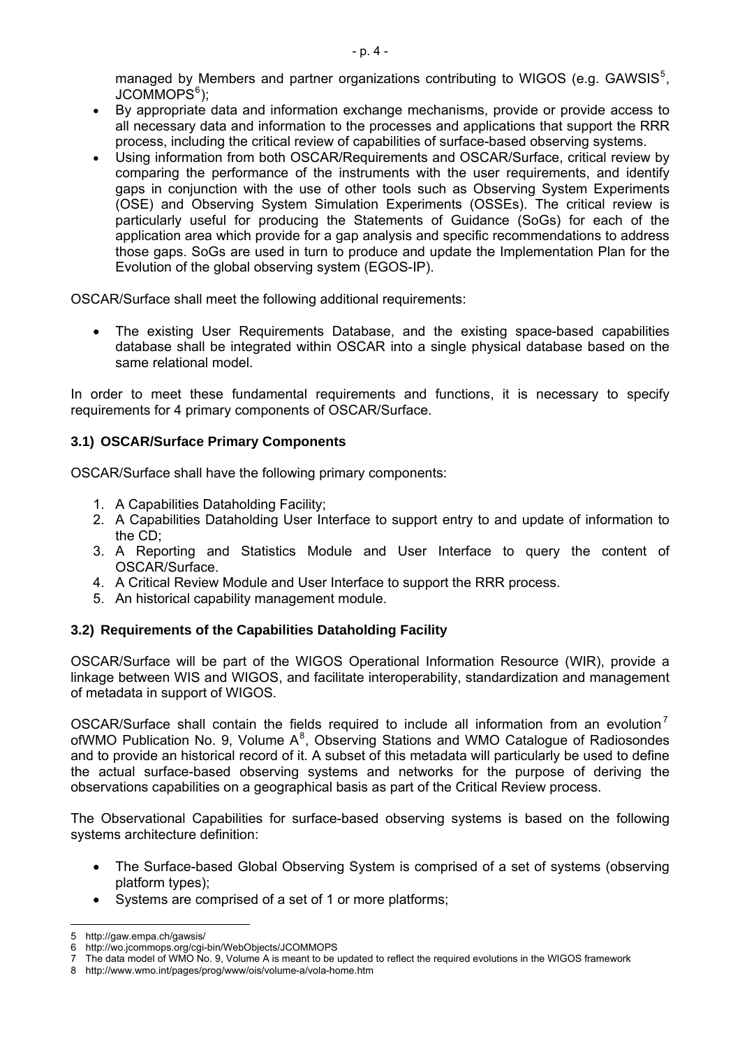managed by Members and partner organizations contributing to WIGOS (e.g. GAWSIS[5], JCOMMOPS[6]);

- By appropriate data and information exchange mechanisms, provide or provide access to all necessary data and information to the processes and applications that support the RRR process, including the critical review of capabilities of surface-based observing systems.
- Using information from both OSCAR/Requirements and OSCAR/Surface, critical review by comparing the performance of the instruments with the user requirements, and identify gaps in conjunction with the use of other tools such as Observing System Experiments (OSE) and Observing System Simulation Experiments (OSSEs). The critical review is particularly useful for producing the Statements of Guidance (SoGs) for each of the application area which provide for a gap analysis and specific recommendations to address those gaps. SoGs are used in turn to produce and update the Implementation Plan for the Evolution of the global observing system (EGOS-IP).

OSCAR/Surface shall meet the following additional requirements:

- The existing User Requirements Database, and the existing space-based capabilities database shall be integrated within OSCAR into a single physical database based on the same relational model.

In order to meet these fundamental requirements and functions, it is necessary to specify requirements for 4 primary components of OSCAR/Surface.

### 3.1) OSCAR/Surface Primary Components

OSCAR/Surface shall have the following primary components:

1. A Capabilities Dataholding Facility;
2. A Capabilities Dataholding User Interface to support entry to and update of information to the CD;
3. A Reporting and Statistics Module and User Interface to query the content of OSCAR/Surface.
4. A Critical Review Module and User Interface to support the RRR process.
5. An historical capability management module.

### 3.2) Requirements of the Capabilities Dataholding Facility

OSCAR/Surface will be part of the WIGOS Operational Information Resource (WIR), provide a linkage between WIS and WIGOS, and facilitate interoperability, standardization and management of metadata in support of WIGOS.

OSCAR/Surface shall contain the fields required to include all information from an evolution[7] ofWMO Publication No. 9, Volume A[8], Observing Stations and WMO Catalogue of Radiosondes and to provide an historical record of it. A subset of this metadata will particularly be used to define the actual surface-based observing systems and networks for the purpose of deriving the observations capabilities on a geographical basis as part of the Critical Review process.

The Observational Capabilities for surface-based observing systems is based on the following systems architecture definition:

- The Surface-based Global Observing System is comprised of a set of systems (observing platform types);
- Systems are comprised of a set of 1 or more platforms;

---

5 http://gaw.empa.ch/gawsis/
6 http://wo.jcommops.org/cgi-bin/WebObjects/JCOMMOPS
7 The data model of WMO No. 9, Volume A is meant to be updated to reflect the required evolutions in the WIGOS framework
8 http://www.wmo.int/pages/prog/www/ois/volume-a/vola-home.htm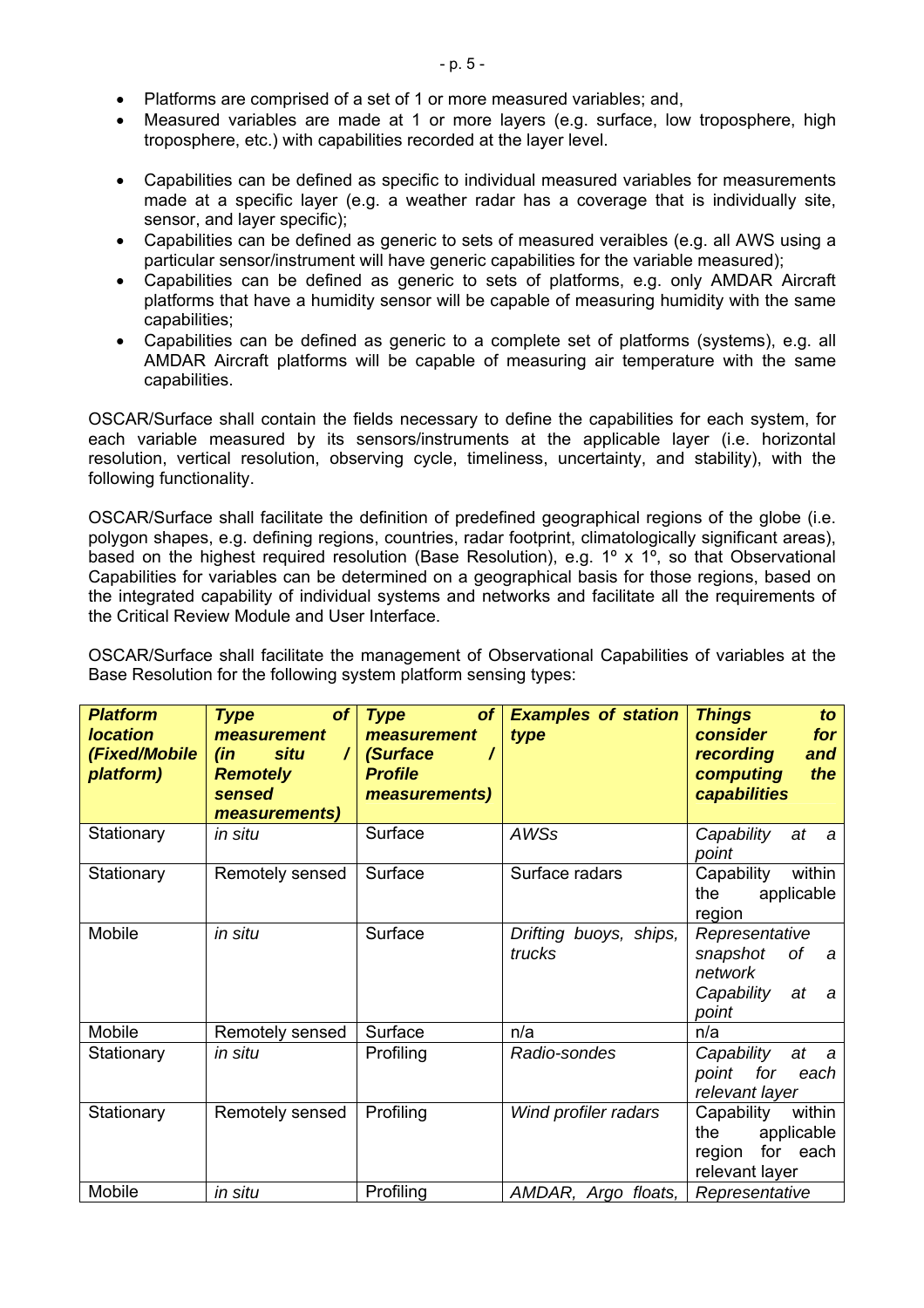- Platforms are comprised of a set of 1 or more measured variables; and,
- Measured variables are made at 1 or more layers (e.g. surface, low troposphere, high troposphere, etc.) with capabilities recorded at the layer level.

- Capabilities can be defined as specific to individual measured variables for measurements made at a specific layer (e.g. a weather radar has a coverage that is individually site, sensor, and layer specific);
- Capabilities can be defined as generic to sets of measured veraibles (e.g. all AWS using a particular sensor/instrument will have generic capabilities for the variable measured);
- Capabilities can be defined as generic to sets of platforms, e.g. only AMDAR Aircraft platforms that have a humidity sensor will be capable of measuring humidity with the same capabilities;
- Capabilities can be defined as generic to a complete set of platforms (systems), e.g. all AMDAR Aircraft platforms will be capable of measuring air temperature with the same capabilities.

OSCAR/Surface shall contain the fields necessary to define the capabilities for each system, for each variable measured by its sensors/instruments at the applicable layer (i.e. horizontal resolution, vertical resolution, observing cycle, timeliness, uncertainty, and stability), with the following functionality.

OSCAR/Surface shall facilitate the definition of predefined geographical regions of the globe (i.e. polygon shapes, e.g. defining regions, countries, radar footprint, climatologically significant areas), based on the highest required resolution (Base Resolution), e.g. 1º x 1º, so that Observational Capabilities for variables can be determined on a geographical basis for those regions, based on the integrated capability of individual systems and networks and facilitate all the requirements of the Critical Review Module and User Interface.

OSCAR/Surface shall facilitate the management of Observational Capabilities of variables at the Base Resolution for the following system platform sensing types:

| ***Platform location (Fixed/Mobile platform)*** | ***Type of measurement (in situ / Remotely sensed measurements)*** | ***Type of measurement (Surface / Profile measurements)*** | ***Examples of station type*** | ***Things to consider for recording and computing the capabilities*** |
|---|---|---|---|---|
| Stationary | *in situ* | Surface | *AWSs* | *Capability at a point* |
| Stationary | Remotely sensed | Surface | Surface radars | Capability within the applicable region |
| Mobile | *in situ* | Surface | *Drifting buoys, ships, trucks* | *Representative snapshot of a network* *Capability at a point* |
| Mobile | Remotely sensed | Surface | n/a | n/a |
| Stationary | *in situ* | Profiling | *Radio-sondes* | *Capability at a point for each relevant layer* |
| Stationary | Remotely sensed | Profiling | Wind profiler radars | Capability within the applicable region for each relevant layer |
| Mobile | *in situ* | Profiling | *AMDAR, Argo floats,* | *Representative* |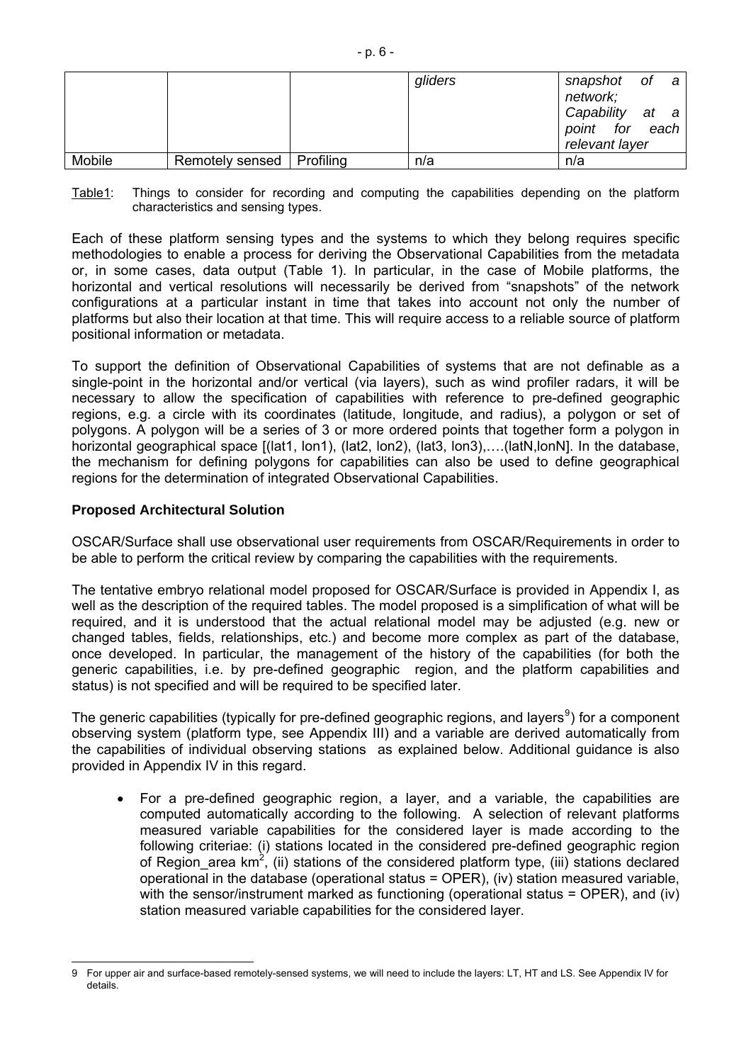| | | | | |
|---|---|---|---|---|
| | | | *gliders* | *snapshot of a network; Capability at a point for each relevant layer* |
| Mobile | Remotely sensed | Profiling | n/a | n/a |

Table1: Things to consider for recording and computing the capabilities depending on the platform characteristics and sensing types.

Each of these platform sensing types and the systems to which they belong requires specific methodologies to enable a process for deriving the Observational Capabilities from the metadata or, in some cases, data output (Table 1). In particular, in the case of Mobile platforms, the horizontal and vertical resolutions will necessarily be derived from "snapshots" of the network configurations at a particular instant in time that takes into account not only the number of platforms but also their location at that time. This will require access to a reliable source of platform positional information or metadata.

To support the definition of Observational Capabilities of systems that are not definable as a single-point in the horizontal and/or vertical (via layers), such as wind profiler radars, it will be necessary to allow the specification of capabilities with reference to pre-defined geographic regions, e.g. a circle with its coordinates (latitude, longitude, and radius), a polygon or set of polygons. A polygon will be a series of 3 or more ordered points that together form a polygon in horizontal geographical space [(lat1, lon1), (lat2, lon2), (lat3, lon3),….(latN,lonN]. In the database, the mechanism for defining polygons for capabilities can also be used to define geographical regions for the determination of integrated Observational Capabilities.

**Proposed Architectural Solution**

OSCAR/Surface shall use observational user requirements from OSCAR/Requirements in order to be able to perform the critical review by comparing the capabilities with the requirements.

The tentative embryo relational model proposed for OSCAR/Surface is provided in Appendix I, as well as the description of the required tables. The model proposed is a simplification of what will be required, and it is understood that the actual relational model may be adjusted (e.g. new or changed tables, fields, relationships, etc.) and become more complex as part of the database, once developed. In particular, the management of the history of the capabilities (for both the generic capabilities, i.e. by pre-defined geographic region, and the platform capabilities and status) is not specified and will be required to be specified later.

The generic capabilities (typically for pre-defined geographic regions, and layers[9]) for a component observing system (platform type, see Appendix III) and a variable are derived automatically from the capabilities of individual observing stations as explained below. Additional guidance is also provided in Appendix IV in this regard.

- For a pre-defined geographic region, a layer, and a variable, the capabilities are computed automatically according to the following. A selection of relevant platforms measured variable capabilities for the considered layer is made according to the following criteriae: (i) stations located in the considered pre-defined geographic region of Region_area km$^2$, (ii) stations of the considered platform type, (iii) stations declared operational in the database (operational status = OPER), (iv) station measured variable, with the sensor/instrument marked as functioning (operational status = OPER), and (iv) station measured variable capabilities for the considered layer.

---

9 For upper air and surface-based remotely-sensed systems, we will need to include the layers: LT, HT and LS. See Appendix IV for details.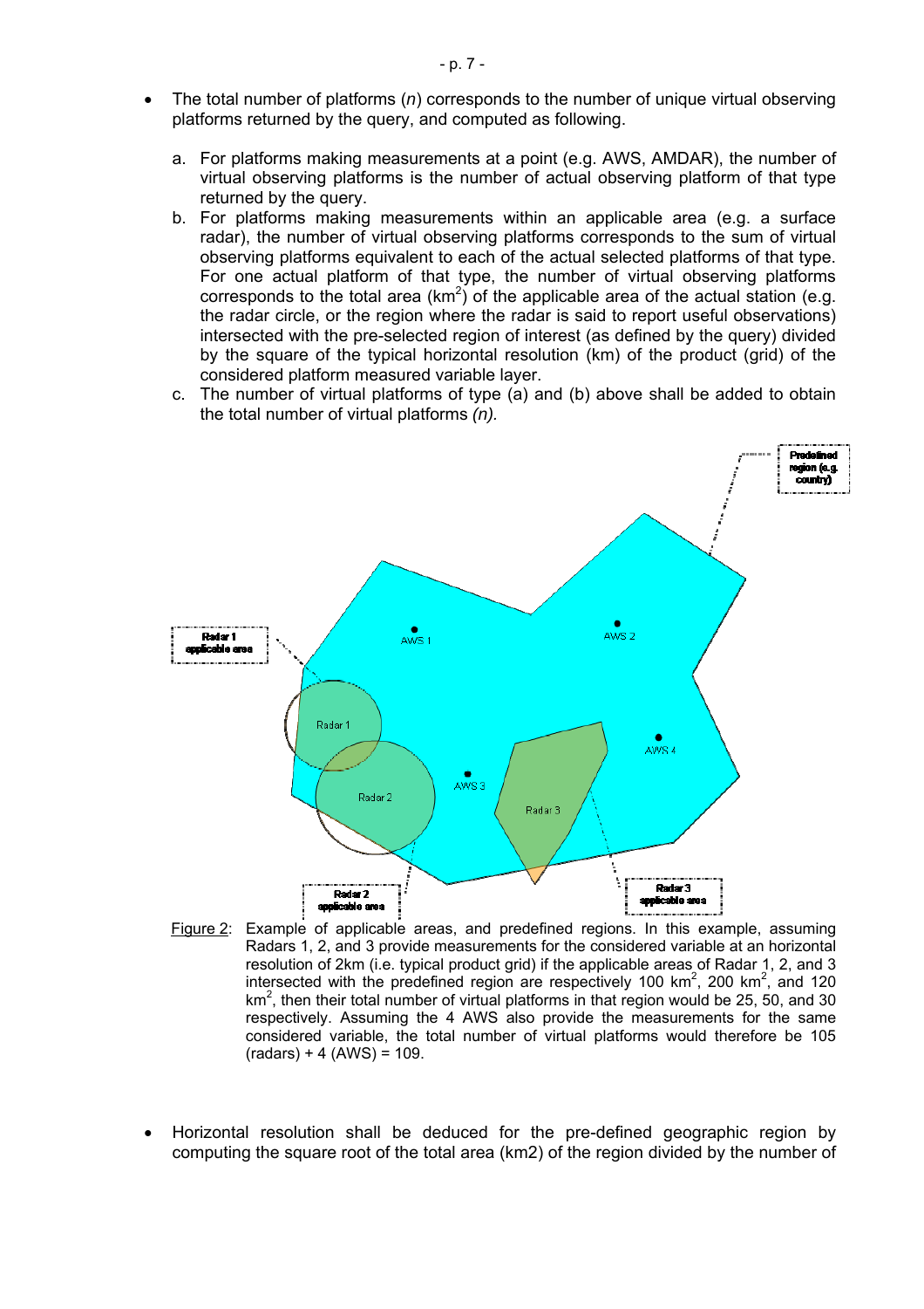- The total number of platforms (*n*) corresponds to the number of unique virtual observing platforms returned by the query, and computed as following.

  a. For platforms making measurements at a point (e.g. AWS, AMDAR), the number of virtual observing platforms is the number of actual observing platform of that type returned by the query.

  b. For platforms making measurements within an applicable area (e.g. a surface radar), the number of virtual observing platforms corresponds to the sum of virtual observing platforms equivalent to each of the actual selected platforms of that type. For one actual platform of that type, the number of virtual observing platforms corresponds to the total area ($km^2$) of the applicable area of the actual station (e.g. the radar circle, or the region where the radar is said to report useful observations) intersected with the pre-selected region of interest (as defined by the query) divided by the square of the typical horizontal resolution (km) of the product (grid) of the considered platform measured variable layer.

  c. The number of virtual platforms of type (a) and (b) above shall be added to obtain the total number of virtual platforms *(n).*

Figure 2: Example of applicable areas, and predefined regions. In this example, assuming Radars 1, 2, and 3 provide measurements for the considered variable at an horizontal resolution of 2km (i.e. typical product grid) if the applicable areas of Radar 1, 2, and 3 intersected with the predefined region are respectively 100 $km^2$, 200 $km^2$, and 120 $km^2$, then their total number of virtual platforms in that region would be 25, 50, and 30 respectively. Assuming the 4 AWS also provide the measurements for the same considered variable, the total number of virtual platforms would therefore be 105 (radars) + 4 (AWS) = 109.

- Horizontal resolution shall be deduced for the pre-defined geographic region by computing the square root of the total area (km2) of the region divided by the number of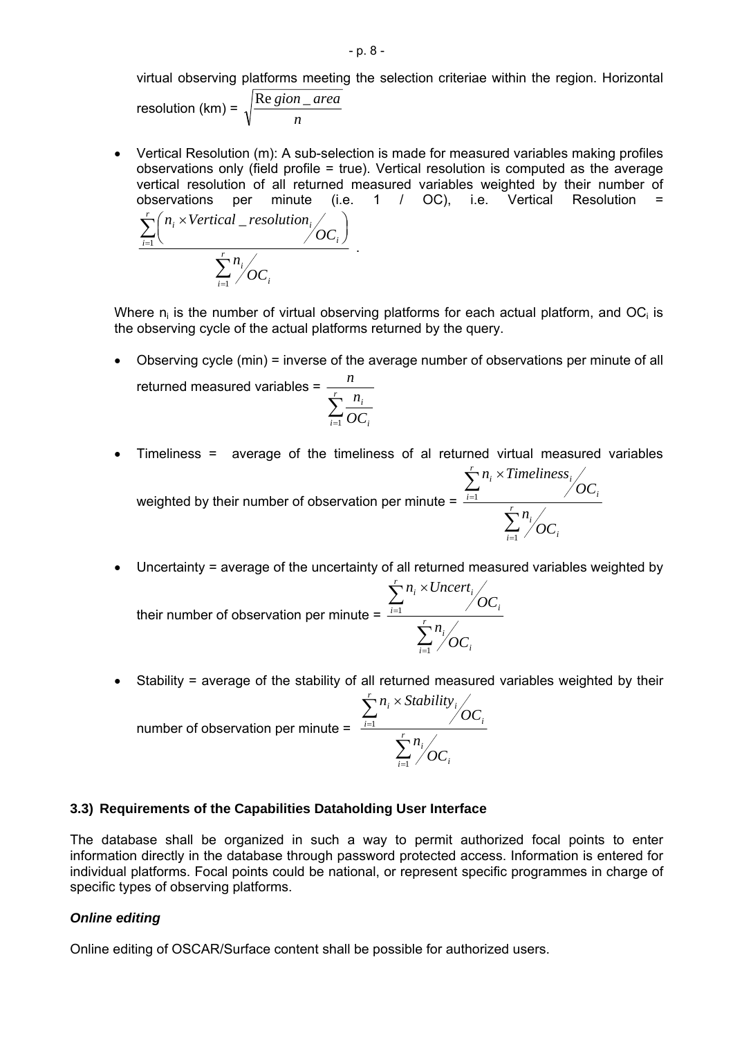virtual observing platforms meeting the selection criteriae within the region. Horizontal resolution (km) = $\sqrt{\frac{Region\_area}{n}}$

- Vertical Resolution (m): A sub-selection is made for measured variables making profiles observations only (field profile = true). Vertical resolution is computed as the average vertical resolution of all returned measured variables weighted by their number of observations per minute (i.e. 1 / OC), i.e. Vertical Resolution = $\frac{\sum_{i=1}^{r}\left(n_i \times Vertical\_resolution_i / OC_i\right)}{\sum_{i=1}^{r} n_i / OC_i}$ .

Where $n_i$ is the number of virtual observing platforms for each actual platform, and $OC_i$ is the observing cycle of the actual platforms returned by the query.

- Observing cycle (min) = inverse of the average number of observations per minute of all returned measured variables = $\frac{n}{\sum_{i=1}^{r} \frac{n_i}{OC_i}}$

- Timeliness = average of the timeliness of al returned virtual measured variables weighted by their number of observation per minute = $\frac{\sum_{i=1}^{r} n_i \times Timeliness_i / OC_i}{\sum_{i=1}^{r} n_i / OC_i}$

- Uncertainty = average of the uncertainty of all returned measured variables weighted by their number of observation per minute = $\frac{\sum_{i=1}^{r} n_i \times Uncert_i / OC_i}{\sum_{i=1}^{r} n_i / OC_i}$

- Stability = average of the stability of all returned measured variables weighted by their number of observation per minute = $\frac{\sum_{i=1}^{r} n_i \times Stability_i / OC_i}{\sum_{i=1}^{r} n_i / OC_i}$

### 3.3) Requirements of the Capabilities Dataholding User Interface

The database shall be organized in such a way to permit authorized focal points to enter information directly in the database through password protected access. Information is entered for individual platforms. Focal points could be national, or represent specific programmes in charge of specific types of observing platforms.

***Online editing***

Online editing of OSCAR/Surface content shall be possible for authorized users.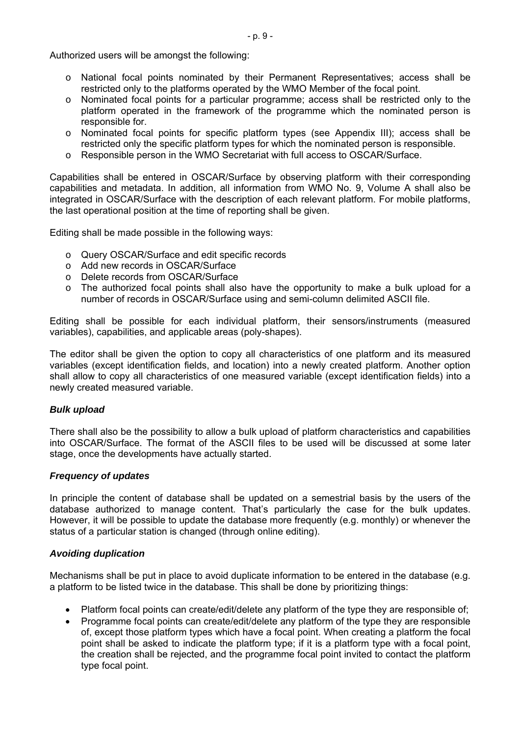Authorized users will be amongst the following:

- National focal points nominated by their Permanent Representatives; access shall be restricted only to the platforms operated by the WMO Member of the focal point.
- Nominated focal points for a particular programme; access shall be restricted only to the platform operated in the framework of the programme which the nominated person is responsible for.
- Nominated focal points for specific platform types (see Appendix III); access shall be restricted only the specific platform types for which the nominated person is responsible.
- Responsible person in the WMO Secretariat with full access to OSCAR/Surface.

Capabilities shall be entered in OSCAR/Surface by observing platform with their corresponding capabilities and metadata. In addition, all information from WMO No. 9, Volume A shall also be integrated in OSCAR/Surface with the description of each relevant platform. For mobile platforms, the last operational position at the time of reporting shall be given.

Editing shall be made possible in the following ways:

- Query OSCAR/Surface and edit specific records
- Add new records in OSCAR/Surface
- Delete records from OSCAR/Surface
- The authorized focal points shall also have the opportunity to make a bulk upload for a number of records in OSCAR/Surface using and semi-column delimited ASCII file.

Editing shall be possible for each individual platform, their sensors/instruments (measured variables), capabilities, and applicable areas (poly-shapes).

The editor shall be given the option to copy all characteristics of one platform and its measured variables (except identification fields, and location) into a newly created platform. Another option shall allow to copy all characteristics of one measured variable (except identification fields) into a newly created measured variable.

***Bulk upload***

There shall also be the possibility to allow a bulk upload of platform characteristics and capabilities into OSCAR/Surface. The format of the ASCII files to be used will be discussed at some later stage, once the developments have actually started.

***Frequency of updates***

In principle the content of database shall be updated on a semestrial basis by the users of the database authorized to manage content. That's particularly the case for the bulk updates. However, it will be possible to update the database more frequently (e.g. monthly) or whenever the status of a particular station is changed (through online editing).

***Avoiding duplication***

Mechanisms shall be put in place to avoid duplicate information to be entered in the database (e.g. a platform to be listed twice in the database. This shall be done by prioritizing things:

- Platform focal points can create/edit/delete any platform of the type they are responsible of;
- Programme focal points can create/edit/delete any platform of the type they are responsible of, except those platform types which have a focal point. When creating a platform the focal point shall be asked to indicate the platform type; if it is a platform type with a focal point, the creation shall be rejected, and the programme focal point invited to contact the platform type focal point.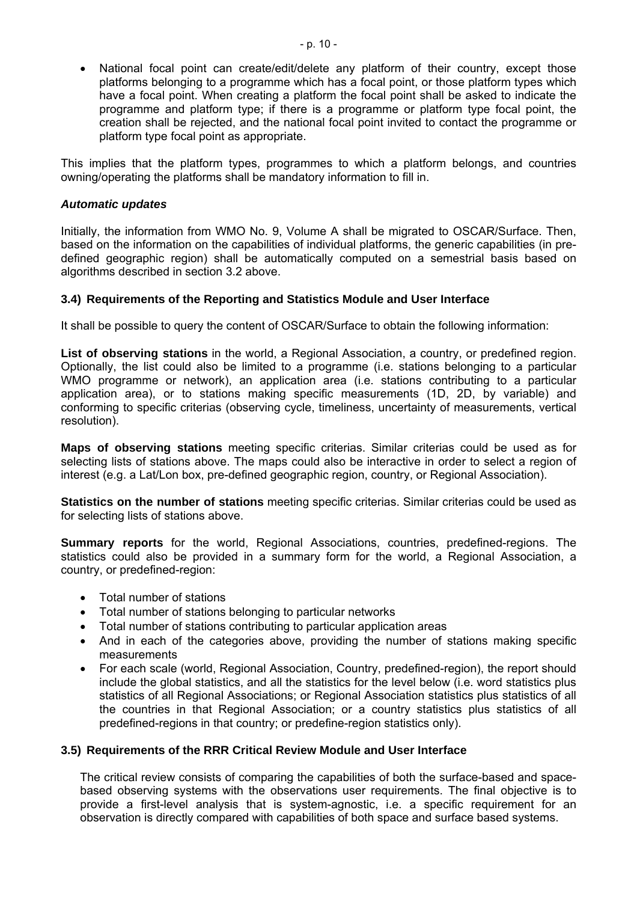- National focal point can create/edit/delete any platform of their country, except those platforms belonging to a programme which has a focal point, or those platform types which have a focal point. When creating a platform the focal point shall be asked to indicate the programme and platform type; if there is a programme or platform type focal point, the creation shall be rejected, and the national focal point invited to contact the programme or platform type focal point as appropriate.

This implies that the platform types, programmes to which a platform belongs, and countries owning/operating the platforms shall be mandatory information to fill in.

***Automatic updates***

Initially, the information from WMO No. 9, Volume A shall be migrated to OSCAR/Surface. Then, based on the information on the capabilities of individual platforms, the generic capabilities (in pre-defined geographic region) shall be automatically computed on a semestrial basis based on algorithms described in section 3.2 above.

### 3.4) Requirements of the Reporting and Statistics Module and User Interface

It shall be possible to query the content of OSCAR/Surface to obtain the following information:

**List of observing stations** in the world, a Regional Association, a country, or predefined region. Optionally, the list could also be limited to a programme (i.e. stations belonging to a particular WMO programme or network), an application area (i.e. stations contributing to a particular application area), or to stations making specific measurements (1D, 2D, by variable) and conforming to specific criterias (observing cycle, timeliness, uncertainty of measurements, vertical resolution).

**Maps of observing stations** meeting specific criterias. Similar criterias could be used as for selecting lists of stations above. The maps could also be interactive in order to select a region of interest (e.g. a Lat/Lon box, pre-defined geographic region, country, or Regional Association).

**Statistics on the number of stations** meeting specific criterias. Similar criterias could be used as for selecting lists of stations above.

**Summary reports** for the world, Regional Associations, countries, predefined-regions. The statistics could also be provided in a summary form for the world, a Regional Association, a country, or predefined-region:

- Total number of stations
- Total number of stations belonging to particular networks
- Total number of stations contributing to particular application areas
- And in each of the categories above, providing the number of stations making specific measurements
- For each scale (world, Regional Association, Country, predefined-region), the report should include the global statistics, and all the statistics for the level below (i.e. word statistics plus statistics of all Regional Associations; or Regional Association statistics plus statistics of all the countries in that Regional Association; or a country statistics plus statistics of all predefined-regions in that country; or predefine-region statistics only).

### 3.5) Requirements of the RRR Critical Review Module and User Interface

The critical review consists of comparing the capabilities of both the surface-based and space-based observing systems with the observations user requirements. The final objective is to provide a first-level analysis that is system-agnostic, i.e. a specific requirement for an observation is directly compared with capabilities of both space and surface based systems.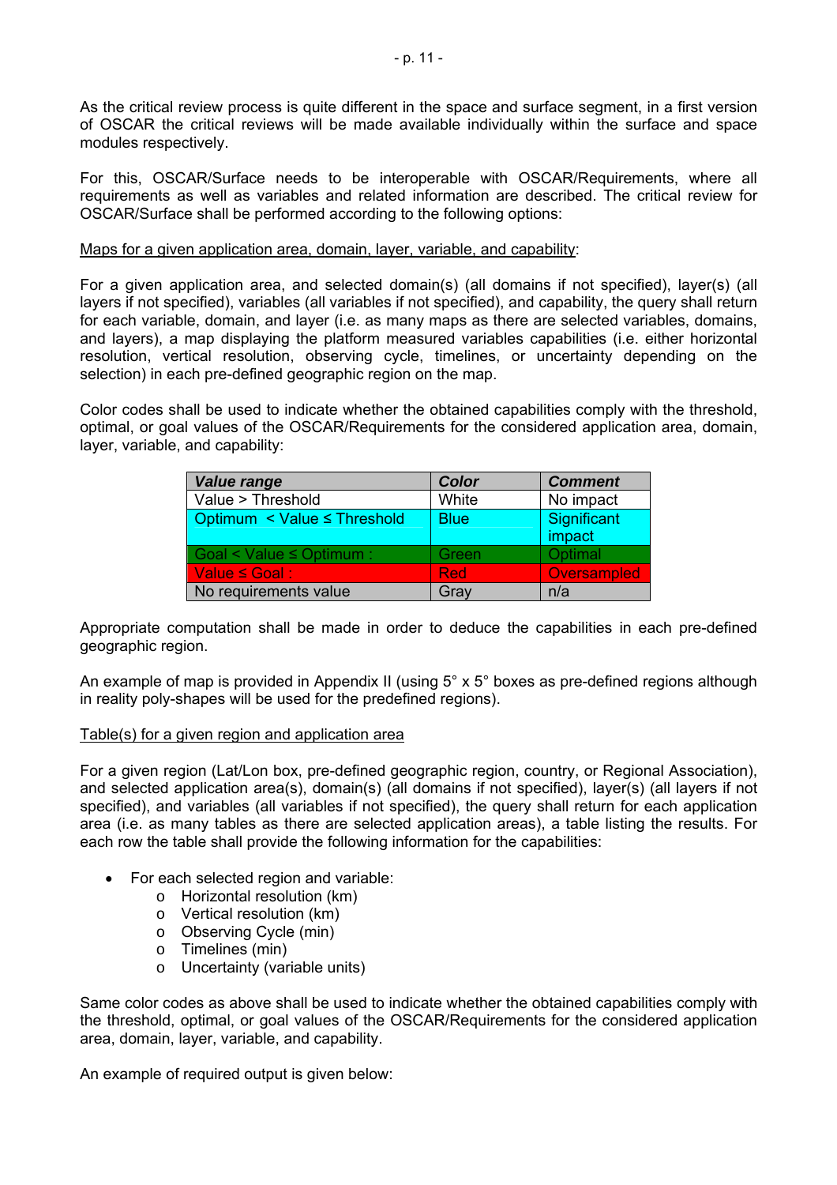As the critical review process is quite different in the space and surface segment, in a first version of OSCAR the critical reviews will be made available individually within the surface and space modules respectively.

For this, OSCAR/Surface needs to be interoperable with OSCAR/Requirements, where all requirements as well as variables and related information are described. The critical review for OSCAR/Surface shall be performed according to the following options:

<u>Maps for a given application area, domain, layer, variable, and capability</u>:

For a given application area, and selected domain(s) (all domains if not specified), layer(s) (all layers if not specified), variables (all variables if not specified), and capability, the query shall return for each variable, domain, and layer (i.e. as many maps as there are selected variables, domains, and layers), a map displaying the platform measured variables capabilities (i.e. either horizontal resolution, vertical resolution, observing cycle, timelines, or uncertainty depending on the selection) in each pre-defined geographic region on the map.

Color codes shall be used to indicate whether the obtained capabilities comply with the threshold, optimal, or goal values of the OSCAR/Requirements for the considered application area, domain, layer, variable, and capability:

| ***Value range*** | ***Color*** | ***Comment*** |
|---|---|---|
| Value > Threshold | White | No impact |
| Optimum < Value ≤ Threshold | Blue | Significant impact |
| Goal < Value ≤ Optimum : | Green | Optimal |
| Value ≤ Goal : | Red | Oversampled |
| No requirements value | Gray | n/a |

Appropriate computation shall be made in order to deduce the capabilities in each pre-defined geographic region.

An example of map is provided in Appendix II (using 5° x 5° boxes as pre-defined regions although in reality poly-shapes will be used for the predefined regions).

<u>Table(s) for a given region and application area</u>

For a given region (Lat/Lon box, pre-defined geographic region, country, or Regional Association), and selected application area(s), domain(s) (all domains if not specified), layer(s) (all layers if not specified), and variables (all variables if not specified), the query shall return for each application area (i.e. as many tables as there are selected application areas), a table listing the results. For each row the table shall provide the following information for the capabilities:

- For each selected region and variable:
  - Horizontal resolution (km)
  - Vertical resolution (km)
  - Observing Cycle (min)
  - Timelines (min)
  - Uncertainty (variable units)

Same color codes as above shall be used to indicate whether the obtained capabilities comply with the threshold, optimal, or goal values of the OSCAR/Requirements for the considered application area, domain, layer, variable, and capability.

An example of required output is given below: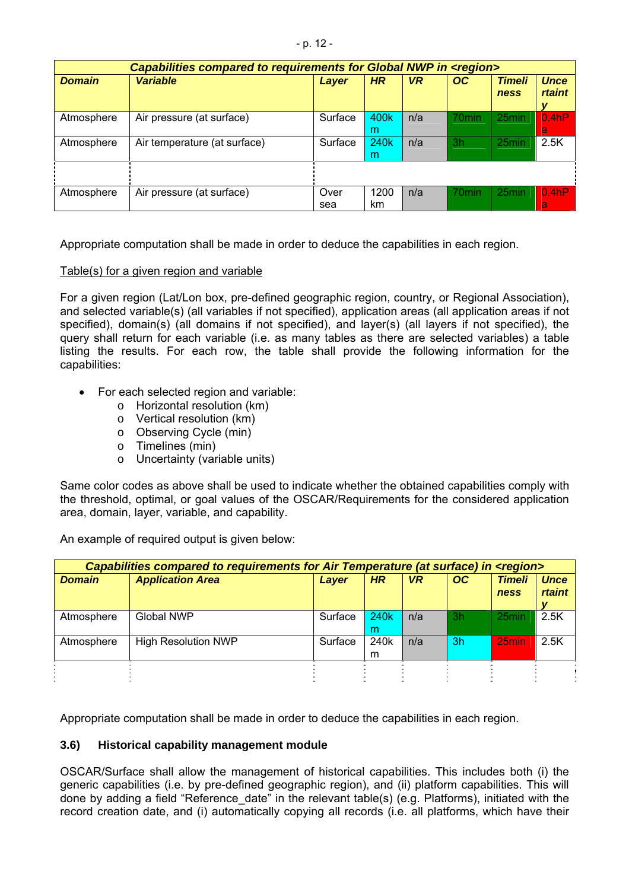| *Capabilities compared to requirements for Global NWP in <region>* | | | | | | | |
|---|---|---|---|---|---|---|---|
| ***Domain*** | ***Variable*** | ***Layer*** | ***HR*** | ***VR*** | ***OC*** | ***Timeliness*** | ***Uncertainty*** |
| Atmosphere | Air pressure (at surface) | Surface | 400km | n/a | 70min | 25min | 0.4hPa |
| Atmosphere | Air temperature (at surface) | Surface | 240km | n/a | 3h | 25min | 2.5K |
| ⋮ | ⋮ | ⋮ | | | | | ⋮ |
| Atmosphere | Air pressure (at surface) | Over sea | 1200 km | n/a | 70min | 25min | 0.4hPa |

Appropriate computation shall be made in order to deduce the capabilities in each region.

Table(s) for a given region and variable

For a given region (Lat/Lon box, pre-defined geographic region, country, or Regional Association), and selected variable(s) (all variables if not specified), application areas (all application areas if not specified), domain(s) (all domains if not specified), and layer(s) (all layers if not specified), the query shall return for each variable (i.e. as many tables as there are selected variables) a table listing the results. For each row, the table shall provide the following information for the capabilities:

- For each selected region and variable:
  - Horizontal resolution (km)
  - Vertical resolution (km)
  - Observing Cycle (min)
  - Timelines (min)
  - Uncertainty (variable units)

Same color codes as above shall be used to indicate whether the obtained capabilities comply with the threshold, optimal, or goal values of the OSCAR/Requirements for the considered application area, domain, layer, variable, and capability.

An example of required output is given below:

| *Capabilities compared to requirements for Air Temperature (at surface) in <region>* | | | | | | | |
|---|---|---|---|---|---|---|---|
| ***Domain*** | ***Application Area*** | ***Layer*** | ***HR*** | ***VR*** | ***OC*** | ***Timeliness*** | ***Uncertainty*** |
| Atmosphere | Global NWP | Surface | 240km | n/a | 3h | 25min | 2.5K |
| Atmosphere | High Resolution NWP | Surface | 240km | n/a | 3h | 25min | 2.5K |
| ⋮ | ⋮ | ⋮ | ⋮ | ⋮ | ⋮ | ⋮ | ⋮ |

Appropriate computation shall be made in order to deduce the capabilities in each region.

### 3.6) Historical capability management module

OSCAR/Surface shall allow the management of historical capabilities. This includes both (i) the generic capabilities (i.e. by pre-defined geographic region), and (ii) platform capabilities. This will done by adding a field "Reference_date" in the relevant table(s) (e.g. Platforms), initiated with the record creation date, and (i) automatically copying all records (i.e. all platforms, which have their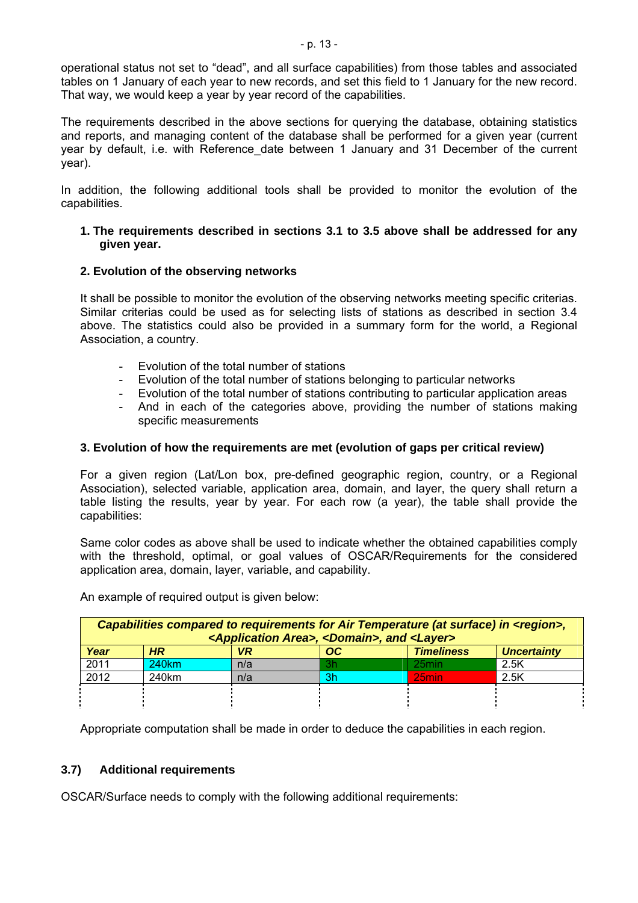operational status not set to "dead", and all surface capabilities) from those tables and associated tables on 1 January of each year to new records, and set this field to 1 January for the new record. That way, we would keep a year by year record of the capabilities.

The requirements described in the above sections for querying the database, obtaining statistics and reports, and managing content of the database shall be performed for a given year (current year by default, i.e. with Reference_date between 1 January and 31 December of the current year).

In addition, the following additional tools shall be provided to monitor the evolution of the capabilities.

**1. The requirements described in sections 3.1 to 3.5 above shall be addressed for any given year.**

**2. Evolution of the observing networks**

It shall be possible to monitor the evolution of the observing networks meeting specific criterias. Similar criterias could be used as for selecting lists of stations as described in section 3.4 above. The statistics could also be provided in a summary form for the world, a Regional Association, a country.

- Evolution of the total number of stations
- Evolution of the total number of stations belonging to particular networks
- Evolution of the total number of stations contributing to particular application areas
- And in each of the categories above, providing the number of stations making specific measurements

**3. Evolution of how the requirements are met (evolution of gaps per critical review)**

For a given region (Lat/Lon box, pre-defined geographic region, country, or a Regional Association), selected variable, application area, domain, and layer, the query shall return a table listing the results, year by year. For each row (a year), the table shall provide the capabilities:

Same color codes as above shall be used to indicate whether the obtained capabilities comply with the threshold, optimal, or goal values of OSCAR/Requirements for the considered application area, domain, layer, variable, and capability.

An example of required output is given below:

| ***Capabilities compared to requirements for Air Temperature (at surface) in <region>, <Application Area>, <Domain>, and <Layer>*** | | | | | |
|---|---|---|---|---|---|
| ***Year*** | ***HR*** | ***VR*** | ***OC*** | ***Timeliness*** | ***Uncertainty*** |
| 2011 | 240km | n/a | 3h | 25min | 2.5K |
| 2012 | 240km | n/a | 3h | 25min | 2.5K |
| ⋮ | ⋮ | ⋮ | ⋮ | ⋮ | ⋮ |

Appropriate computation shall be made in order to deduce the capabilities in each region.

## 3.7) Additional requirements

OSCAR/Surface needs to comply with the following additional requirements: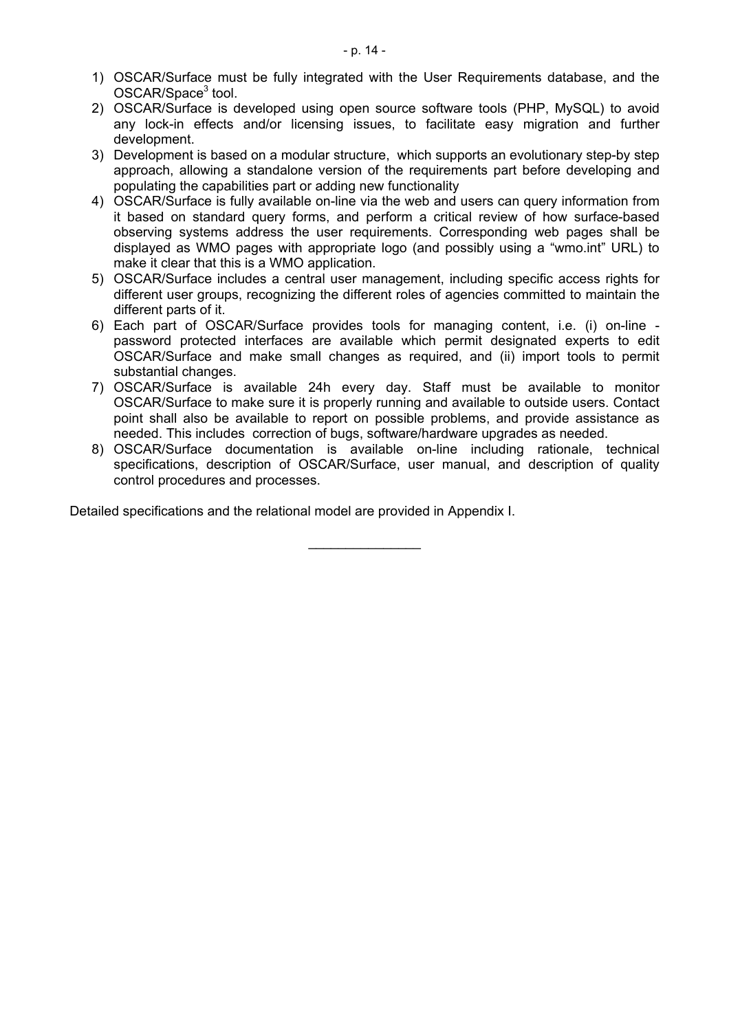1) OSCAR/Surface must be fully integrated with the User Requirements database, and the OSCAR/Space[3] tool.
2) OSCAR/Surface is developed using open source software tools (PHP, MySQL) to avoid any lock-in effects and/or licensing issues, to facilitate easy migration and further development.
3) Development is based on a modular structure, which supports an evolutionary step-by step approach, allowing a standalone version of the requirements part before developing and populating the capabilities part or adding new functionality
4) OSCAR/Surface is fully available on-line via the web and users can query information from it based on standard query forms, and perform a critical review of how surface-based observing systems address the user requirements. Corresponding web pages shall be displayed as WMO pages with appropriate logo (and possibly using a "wmo.int" URL) to make it clear that this is a WMO application.
5) OSCAR/Surface includes a central user management, including specific access rights for different user groups, recognizing the different roles of agencies committed to maintain the different parts of it.
6) Each part of OSCAR/Surface provides tools for managing content, i.e. (i) on-line - password protected interfaces are available which permit designated experts to edit OSCAR/Surface and make small changes as required, and (ii) import tools to permit substantial changes.
7) OSCAR/Surface is available 24h every day. Staff must be available to monitor OSCAR/Surface to make sure it is properly running and available to outside users. Contact point shall also be available to report on possible problems, and provide assistance as needed. This includes correction of bugs, software/hardware upgrades as needed.
8) OSCAR/Surface documentation is available on-line including rationale, technical specifications, description of OSCAR/Surface, user manual, and description of quality control procedures and processes.

Detailed specifications and the relational model are provided in Appendix I.

\_\_\_\_\_\_\_\_\_\_\_\_\_\_\_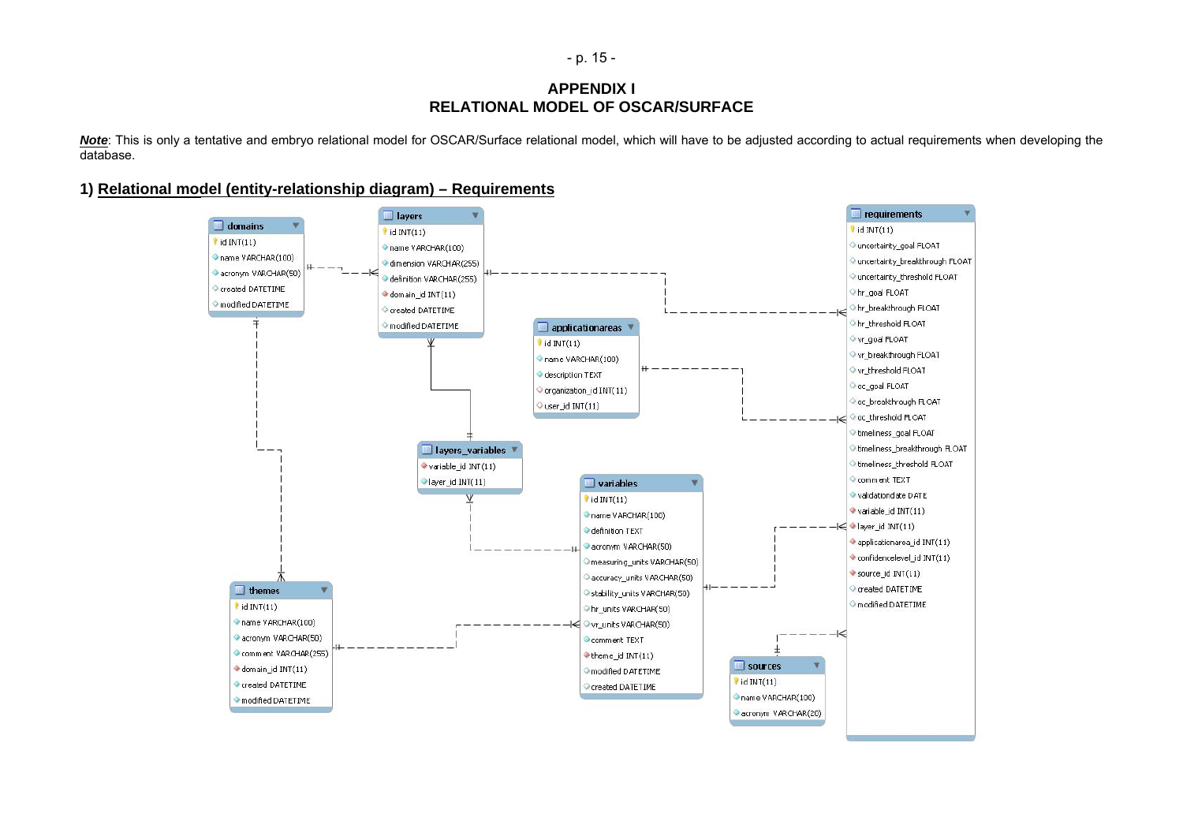# APPENDIX I
# RELATIONAL MODEL OF OSCAR/SURFACE

***Note***: This is only a tentative and embryo relational model for OSCAR/Surface relational model, which will have to be adjusted according to actual requirements when developing the database.

## 1) Relational model (entity-relationship diagram) – Requirements

**domains**
- id INT(11)
- name VARCHAR(100)
- acronym VARCHAR(50)
- created DATETIME
- modified DATETIME

**layers**
- id INT(11)
- name VARCHAR(100)
- dimension VARCHAR(255)
- definition VARCHAR(255)
- domain_id INT(11)
- created DATETIME
- modified DATETIME

**applicationareas**
- id INT(11)
- name VARCHAR(100)
- description TEXT
- organization_id INT(11)
- user_id INT(11)

**layers_variables**
- variable_id INT(11)
- layer_id INT(11)

**variables**
- id INT(11)
- name VARCHAR(100)
- definition TEXT
- acronym VARCHAR(50)
- measuring_units VARCHAR(50)
- accuracy_units VARCHAR(50)
- stability_units VARCHAR(50)
- hr_units VARCHAR(50)
- vr_units VARCHAR(50)
- comment TEXT
- theme_id INT(11)
- modified DATETIME
- created DATETIME

**themes**
- id INT(11)
- name VARCHAR(100)
- acronym VARCHAR(50)
- comment VARCHAR(255)
- domain_id INT(11)
- created DATETIME
- modified DATETIME

**requirements**
- id INT(11)
- uncertainty_goal FLOAT
- uncertainty_breakthrough FLOAT
- uncertainty_threshold FLOAT
- hr_goal FLOAT
- hr_breakthrough FLOAT
- hr_threshold FLOAT
- vr_goal FLOAT
- vr_breakthrough FLOAT
- vr_threshold FLOAT
- oc_goal FLOAT
- oc_breakthrough FLOAT
- oc_threshold FLOAT
- timeliness_goal FLOAT
- timeliness_breakthrough FLOAT
- timeliness_threshold FLOAT
- comment TEXT
- validationdate DATE
- variable_id INT(11)
- layer_id INT(11)
- applicationarea_id INT(11)
- confidencelevel_id INT(11)
- source_id INT(11)
- created DATETIME
- modified DATETIME

**sources**
- id INT(11)
- name VARCHAR(100)
- acronym VARCHAR(20)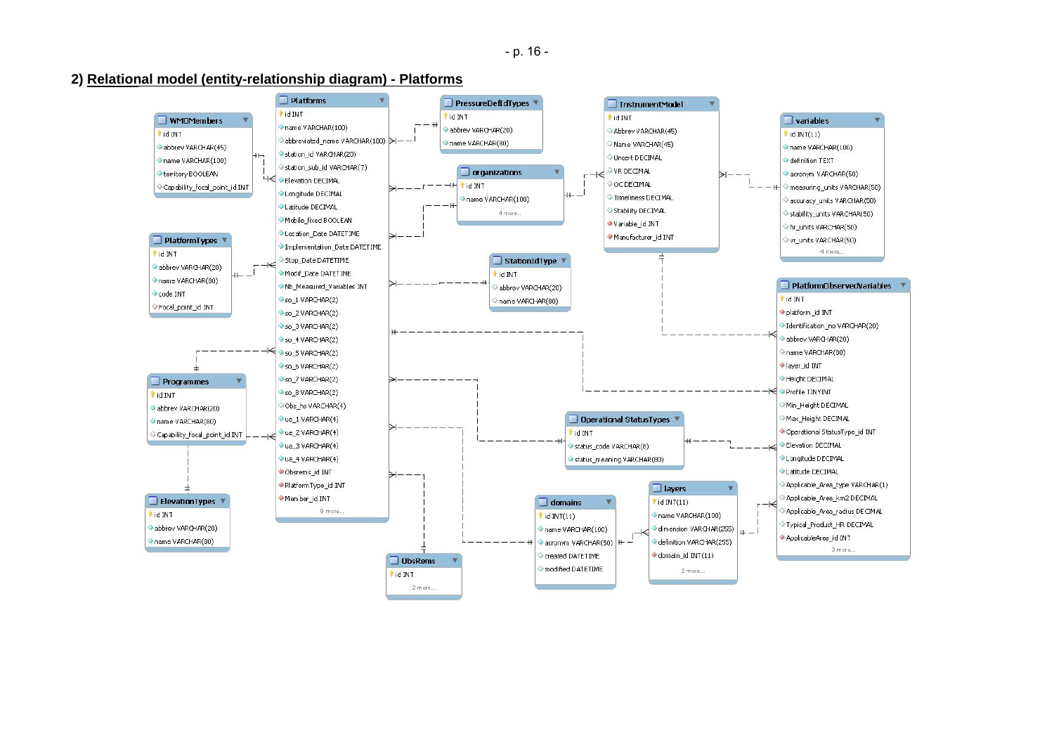## 2) Relational model (entity-relationship diagram) - Platforms

**WMOMembers**
- id INT
- abbrev VARCHAR(45)
- name VARCHAR(100)
- territory BOOLEAN
- Capability_focal_point_id INT

**PlatformTypes**
- id INT
- abbrev VARCHAR(20)
- name VARCHAR(80)
- code INT
- Focal_point_id INT

**Programmes**
- id INT
- abbrev VARCHAR(20)
- name VARCHAR(80)
- Capability_focal_point_id INT

**ElevationTypes**
- id INT
- abbrev VARCHAR(20)
- name VARCHAR(80)

**Platforms**
- id INT
- name VARCHAR(100)
- abbreviated_name VARCHAR(100)
- station_id VARCHAR(20)
- station_sub_id VARCHAR(7)
- Elevation DECIMAL
- Longitude DECIMAL
- Latitude DECIMAL
- Mobile_fixed BOOLEAN
- Location_Date DATETIME
- Implementation_Date DATETIME
- Stop_Date DATETIME
- Modif_Date DATETIME
- Nb_Measured_Variables INT
- so_1 VARCHAR(2)
- so_2 VARCHAR(2)
- so_3 VARCHAR(2)
- so_4 VARCHAR(2)
- so_5 VARCHAR(2)
- so_6 VARCHAR(2)
- so_7 VARCHAR(2)
- so_8 VARCHAR(2)
- Obs_hs VARCHAR(4)
- ue_1 VARCHAR(4)
- ue_2 VARCHAR(4)
- ue_3 VARCHAR(4)
- ue_4 VARCHAR(4)
- Obsrems_id INT
- PlatformType_id INT
- Member_id INT
- 9 more...

**PressureDefIdTypes**
- id INT
- abbrev VARCHAR(20)
- name VARCHAR(80)

**organizations**
- id INT
- name VARCHAR(100)
- 4 more...

**StationIdType**
- id INT
- abbrev VARCHAR(20)
- name VARCHAR(80)

**InstrumentModel**
- id INT
- Abbrev VARCHAR(45)
- Name VARCHAR(45)
- Uncert DECIMAL
- VR DECIMAL
- OC DECIMAL
- Timeliness DECIMAL
- Stability DECIMAL
- Variable_id INT
- Manufacturer_id INT

**variables**
- id INT(11)
- name VARCHAR(100)
- definition TEXT
- acronym VARCHAR(50)
- measuring_units VARCHAR(50)
- accuracy_units VARCHAR(50)
- stability_units VARCHAR(50)
- hr_units VARCHAR(50)
- vr_units VARCHAR(50)
- 4 more...

**PlatformObservedVariables**
- id INT
- platform_id INT
- Identification_no VARCHAR(20)
- abbrev VARCHAR(20)
- name VARCHAR(80)
- layer_id INT
- Height DECIMAL
- Profile TINYINT
- Min_Height DECIMAL
- Max_Height DECIMAL
- Operational StatusType_id INT
- Elevation DECIMAL
- Longitude DECIMAL
- Latitude DECIMAL
- Applicable_Area_type VARCHAR(1)
- Applicable_Area_km2 DECIMAL
- Applicable_Area_radius DECIMAL
- Typical_Product_HR DECIMAL
- ApplicableArea_id INT
- 3 more...

**Operational StatusTypes**
- id INT
- status_code VARCHAR(8)
- status_meaning VARCHAR(80)

**layers**
- id INT(11)
- name VARCHAR(100)
- dimension VARCHAR(255)
- definition VARCHAR(255)
- domain_id INT(11)
- 2 more...

**domains**
- id INT(11)
- name VARCHAR(100)
- acronym VARCHAR(50)
- created DATETIME
- modified DATETIME

**ObsRems**
- id INT
- 2 more...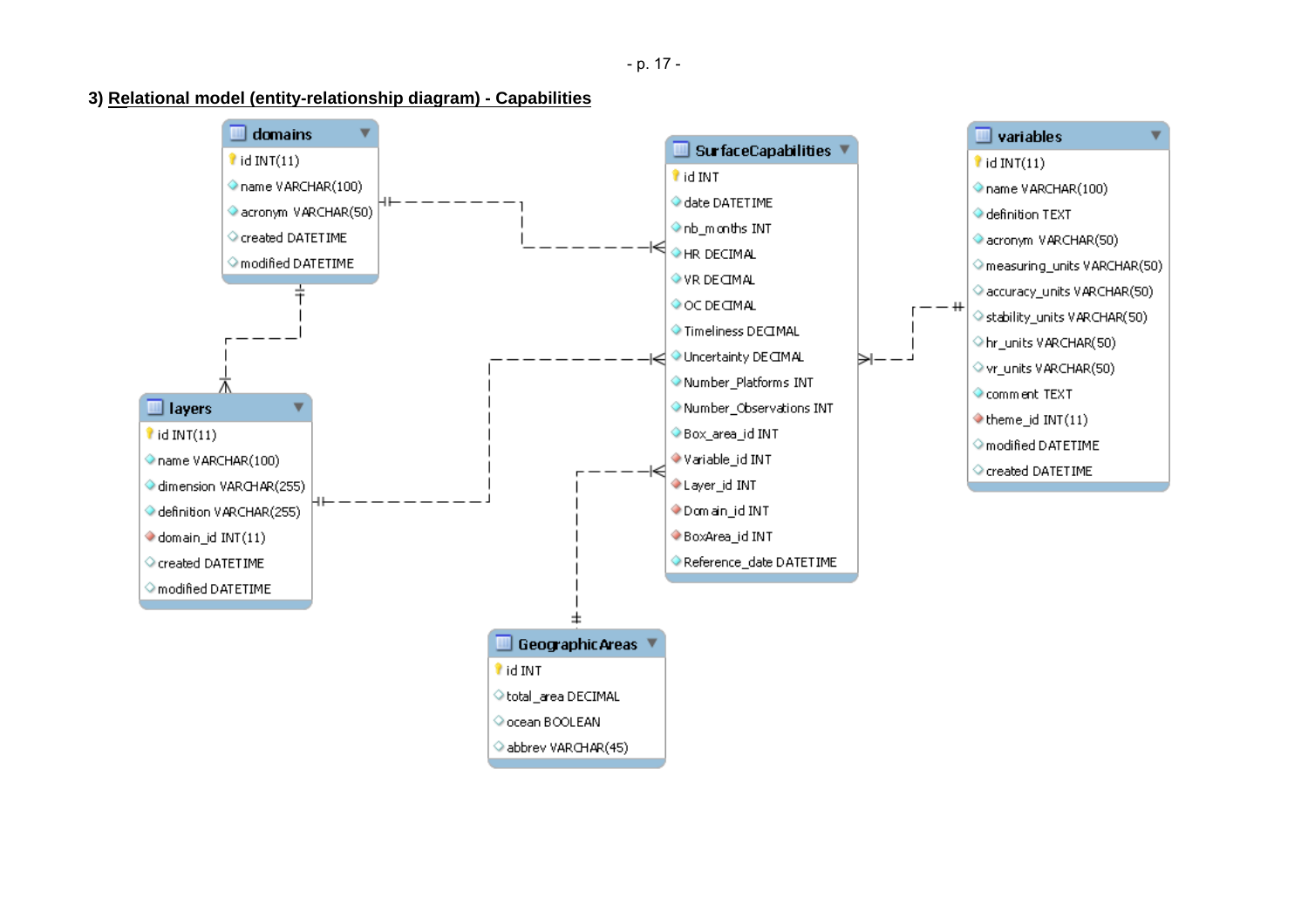### 3) Relational model (entity-relationship diagram) - Capabilities

**domains**

- id INT(11)
- name VARCHAR(100)
- acronym VARCHAR(50)
- created DATETIME
- modified DATETIME

**SurfaceCapabilities**

- id INT
- date DATETIME
- nb_months INT
- HR DECIMAL
- VR DECIMAL
- OC DECIMAL
- Timeliness DECIMAL
- Uncertainty DECIMAL
- Number_Platforms INT
- Number_Observations INT
- Box_area_id INT
- Variable_id INT
- Layer_id INT
- Domain_id INT
- BoxArea_id INT
- Reference_date DATETIME

**variables**

- id INT(11)
- name VARCHAR(100)
- definition TEXT
- acronym VARCHAR(50)
- measuring_units VARCHAR(50)
- accuracy_units VARCHAR(50)
- stability_units VARCHAR(50)
- hr_units VARCHAR(50)
- vr_units VARCHAR(50)
- comment TEXT
- theme_id INT(11)
- modified DATETIME
- created DATETIME

**layers**

- id INT(11)
- name VARCHAR(100)
- dimension VARCHAR(255)
- definition VARCHAR(255)
- domain_id INT(11)
- created DATETIME
- modified DATETIME

**GeographicAreas**

- id INT
- total_area DECIMAL
- ocean BOOLEAN
- abbrev VARCHAR(45)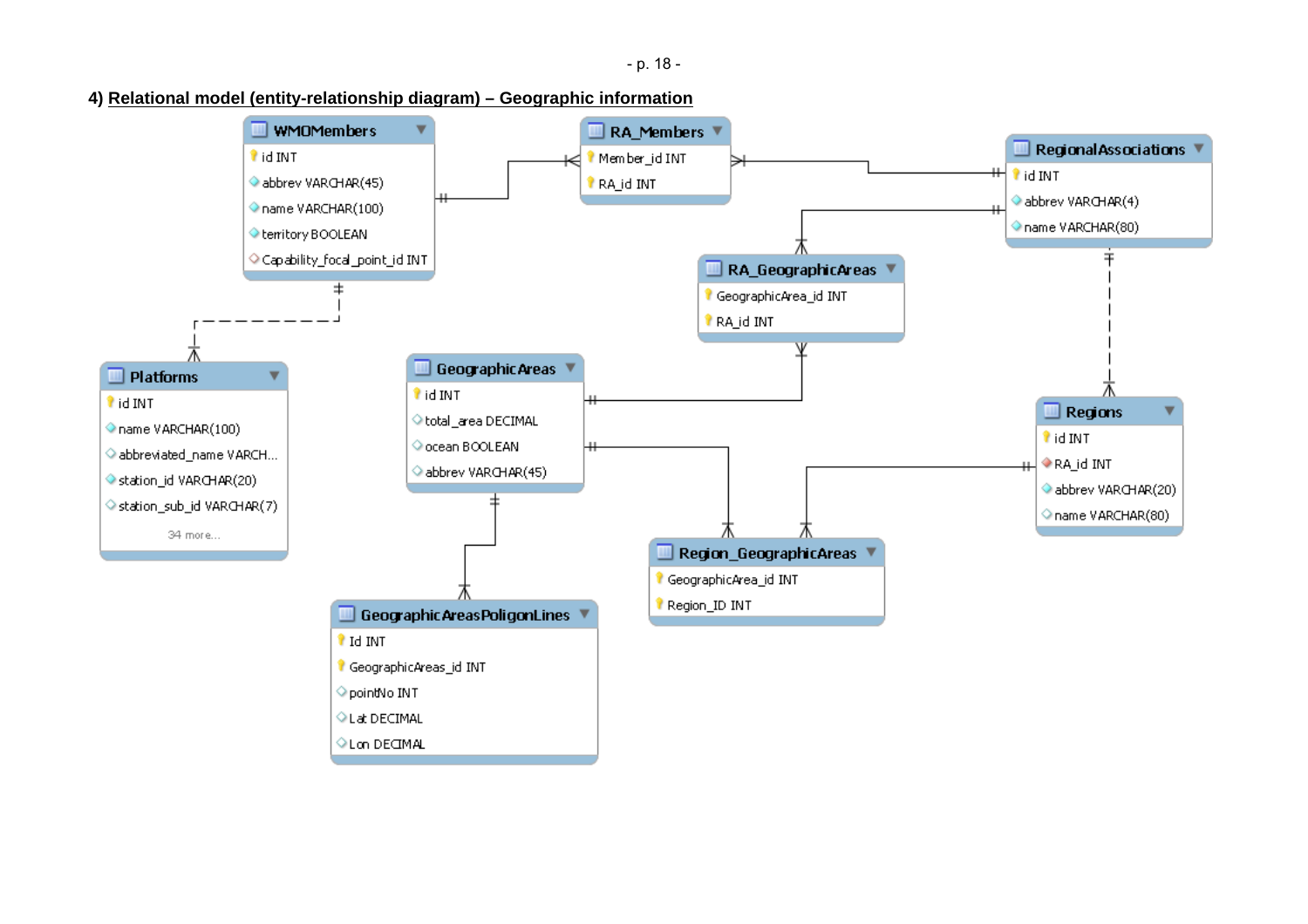### 4) Relational model (entity-relationship diagram) – Geographic information

**WMOMembers**
- id INT
- abbrev VARCHAR(45)
- name VARCHAR(100)
- territory BOOLEAN
- Capability_focal_point_id INT

**RA_Members**
- Member_id INT
- RA_id INT

**RegionalAssociations**
- id INT
- abbrev VARCHAR(4)
- name VARCHAR(80)

**RA_GeographicAreas**
- GeographicArea_id INT
- RA_id INT

**Platforms**
- id INT
- name VARCHAR(100)
- abbreviated_name VARCH...
- station_id VARCHAR(20)
- station_sub_id VARCHAR(7)
- 34 more...

**GeographicAreas**
- id INT
- total_area DECIMAL
- ocean BOOLEAN
- abbrev VARCHAR(45)

**Regions**
- id INT
- RA_id INT
- abbrev VARCHAR(20)
- name VARCHAR(80)

**Region_GeographicAreas**
- GeographicArea_id INT
- Region_ID INT

**GeographicAreasPoligonLines**
- Id INT
- GeographicAreas_id INT
- pointNo INT
- Lat DECIMAL
- Lon DECIMAL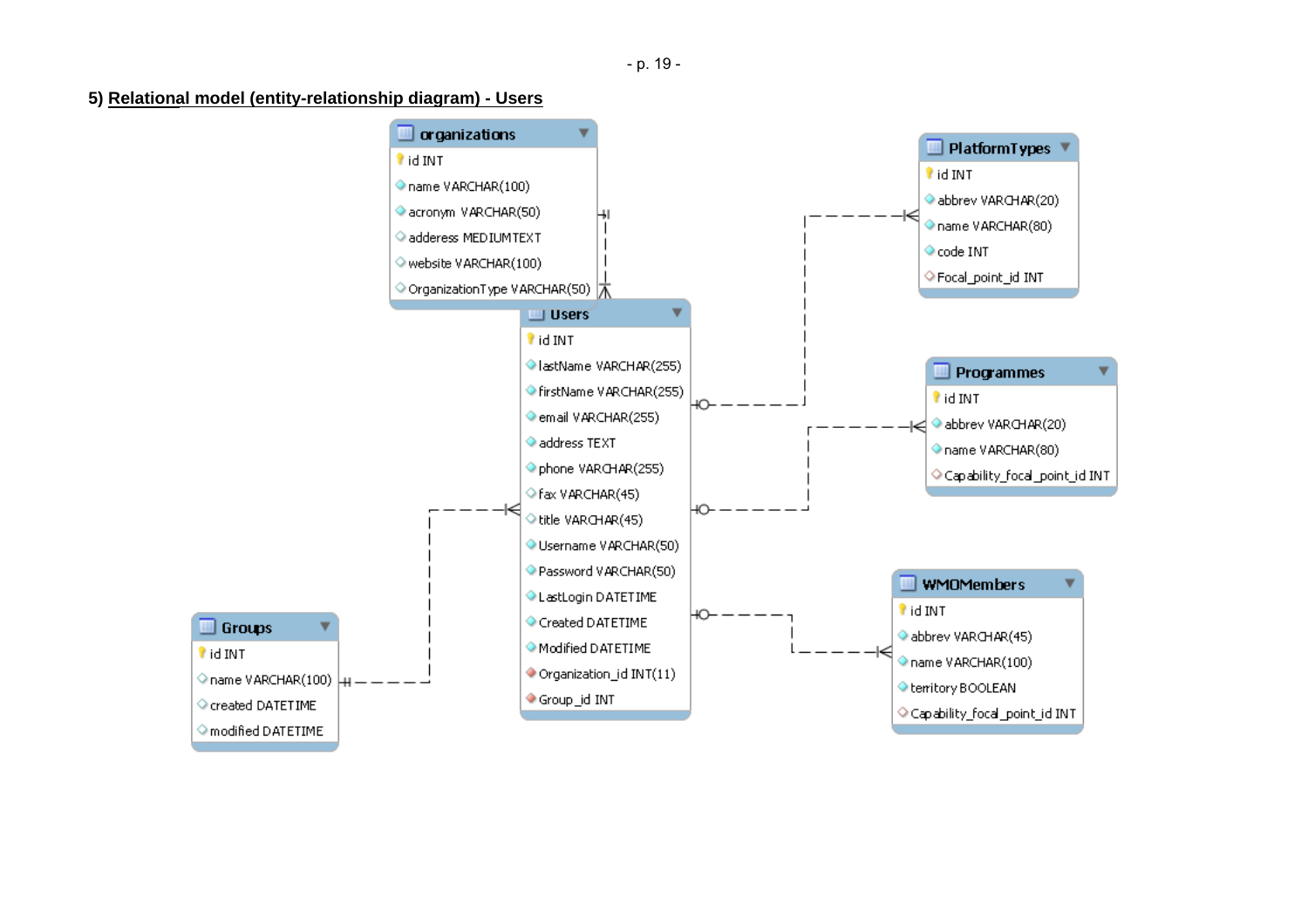## 5) Relational model (entity-relationship diagram) - Users

**organizations**
- id INT
- name VARCHAR(100)
- acronym VARCHAR(50)
- adderess MEDIUMTEXT
- website VARCHAR(100)
- OrganizationType VARCHAR(50)

**PlatformTypes**
- id INT
- abbrev VARCHAR(20)
- name VARCHAR(80)
- code INT
- Focal_point_id INT

**Users**
- id INT
- lastName VARCHAR(255)
- firstName VARCHAR(255)
- email VARCHAR(255)
- address TEXT
- phone VARCHAR(255)
- fax VARCHAR(45)
- title VARCHAR(45)
- Username VARCHAR(50)
- Password VARCHAR(50)
- LastLogin DATETIME
- Created DATETIME
- Modified DATETIME
- Organization_id INT(11)
- Group_id INT

**Programmes**
- id INT
- abbrev VARCHAR(20)
- name VARCHAR(80)
- Capability_focal_point_id INT

**WMOMembers**
- id INT
- abbrev VARCHAR(45)
- name VARCHAR(100)
- territory BOOLEAN
- Capability_focal_point_id INT

**Groups**
- id INT
- name VARCHAR(100)
- created DATETIME
- modified DATETIME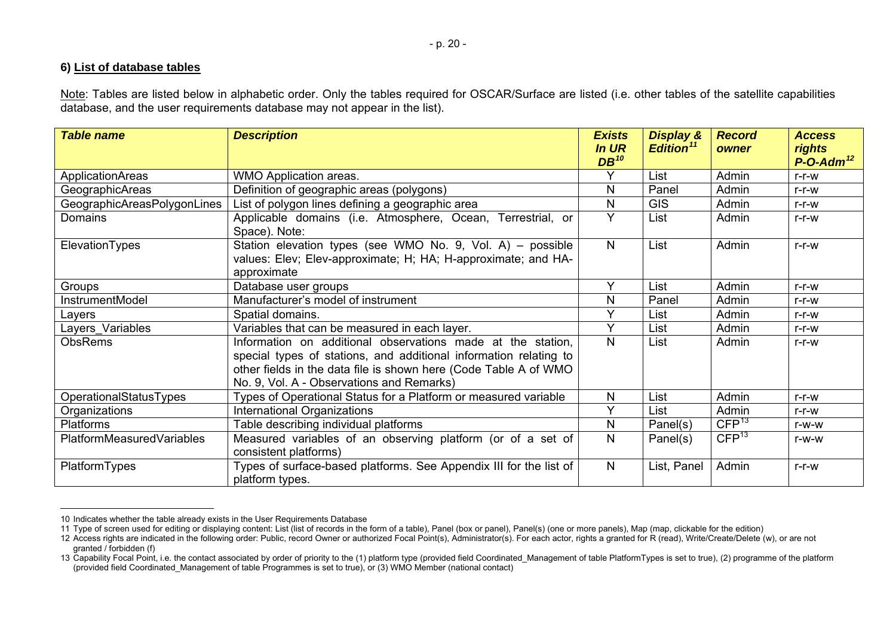#### 6) List of database tables

Note: Tables are listed below in alphabetic order. Only the tables required for OSCAR/Surface are listed (i.e. other tables of the satellite capabilities database, and the user requirements database may not appear in the list).

| *Table name* | *Description* | *Exists In UR DB*[10] | *Display & Edition*[11] | *Record owner* | *Access rights P-O-Adm*[12] |
|---|---|---|---|---|---|
| ApplicationAreas | WMO Application areas. | Y | List | Admin | r-r-w |
| GeographicAreas | Definition of geographic areas (polygons) | N | Panel | Admin | r-r-w |
| GeographicAreasPolygonLines | List of polygon lines defining a geographic area | N | GIS | Admin | r-r-w |
| Domains | Applicable domains (i.e. Atmosphere, Ocean, Terrestrial, or Space). Note: | Y | List | Admin | r-r-w |
| ElevationTypes | Station elevation types (see WMO No. 9, Vol. A) – possible values: Elev; Elev-approximate; H; HA; H-approximate; and HA-approximate | N | List | Admin | r-r-w |
| Groups | Database user groups | Y | List | Admin | r-r-w |
| InstrumentModel | Manufacturer's model of instrument | N | Panel | Admin | r-r-w |
| Layers | Spatial domains. | Y | List | Admin | r-r-w |
| Layers_Variables | Variables that can be measured in each layer. | Y | List | Admin | r-r-w |
| ObsRems | Information on additional observations made at the station, special types of stations, and additional information relating to other fields in the data file is shown here (Code Table A of WMO No. 9, Vol. A - Observations and Remarks) | N | List | Admin | r-r-w |
| OperationalStatusTypes | Types of Operational Status for a Platform or measured variable | N | List | Admin | r-r-w |
| Organizations | International Organizations | Y | List | Admin | r-r-w |
| Platforms | Table describing individual platforms | N | Panel(s) | CFP[13] | r-w-w |
| PlatformMeasuredVariables | Measured variables of an observing platform (or of a set of consistent platforms) | N | Panel(s) | CFP[13] | r-w-w |
| PlatformTypes | Types of surface-based platforms. See Appendix III for the list of platform types. | N | List, Panel | Admin | r-r-w |

10 Indicates whether the table already exists in the User Requirements Database

11 Type of screen used for editing or displaying content: List (list of records in the form of a table), Panel (box or panel), Panel(s) (one or more panels), Map (map, clickable for the edition)

12 Access rights are indicated in the following order: Public, record Owner or authorized Focal Point(s), Administrator(s). For each actor, rights a granted for R (read), Write/Create/Delete (w), or are not granted / forbidden (f)

13 Capability Focal Point, i.e. the contact associated by order of priority to the (1) platform type (provided field Coordinated_Management of table PlatformTypes is set to true), (2) programme of the platform (provided field Coordinated_Management of table Programmes is set to true), or (3) WMO Member (national contact)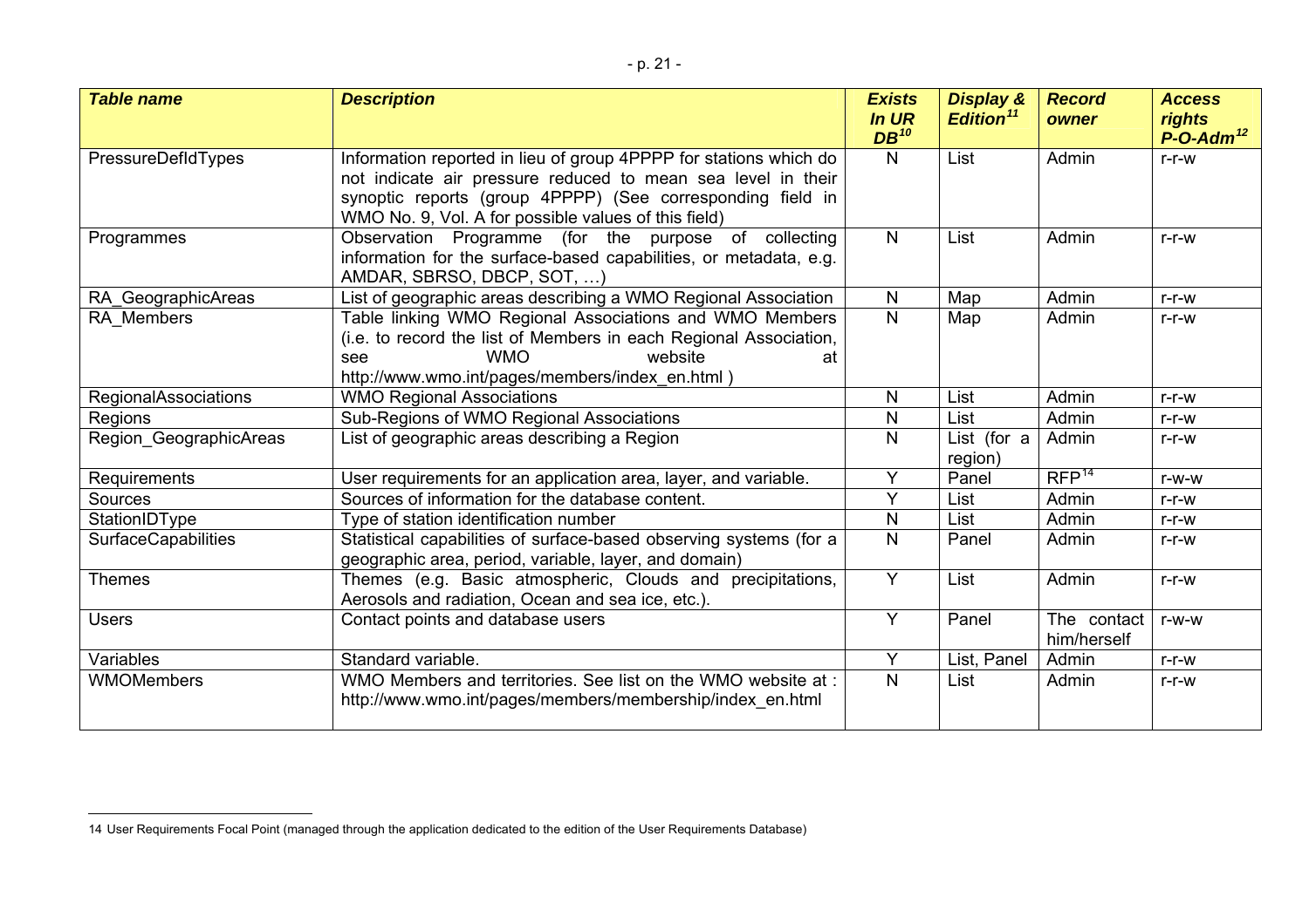| ***Table name*** | ***Description*** | ***Exists In UR DB***[10] | ***Display & Edition***[11] | ***Record owner*** | ***Access rights P-O-Adm***[12] |
|---|---|---|---|---|---|
| PressureDefIdTypes | Information reported in lieu of group 4PPPP for stations which do not indicate air pressure reduced to mean sea level in their synoptic reports (group 4PPPP) (See corresponding field in WMO No. 9, Vol. A for possible values of this field) | N | List | Admin | r-r-w |
| Programmes | Observation Programme (for the purpose of collecting information for the surface-based capabilities, or metadata, e.g. AMDAR, SBRSO, DBCP, SOT, …) | N | List | Admin | r-r-w |
| RA_GeographicAreas | List of geographic areas describing a WMO Regional Association | N | Map | Admin | r-r-w |
| RA_Members | Table linking WMO Regional Associations and WMO Members (i.e. to record the list of Members in each Regional Association, see WMO website at http://www.wmo.int/pages/members/index_en.html ) | N | Map | Admin | r-r-w |
| RegionalAssociations | WMO Regional Associations | N | List | Admin | r-r-w |
| Regions | Sub-Regions of WMO Regional Associations | N | List | Admin | r-r-w |
| Region_GeographicAreas | List of geographic areas describing a Region | N | List (for a region) | Admin | r-r-w |
| Requirements | User requirements for an application area, layer, and variable. | Y | Panel | RFP[14] | r-w-w |
| Sources | Sources of information for the database content. | Y | List | Admin | r-r-w |
| StationIDType | Type of station identification number | N | List | Admin | r-r-w |
| SurfaceCapabilities | Statistical capabilities of surface-based observing systems (for a geographic area, period, variable, layer, and domain) | N | Panel | Admin | r-r-w |
| Themes | Themes (e.g. Basic atmospheric, Clouds and precipitations, Aerosols and radiation, Ocean and sea ice, etc.). | Y | List | Admin | r-r-w |
| Users | Contact points and database users | Y | Panel | The contact him/herself | r-w-w |
| Variables | Standard variable. | Y | List, Panel | Admin | r-r-w |
| WMOMembers | WMO Members and territories. See list on the WMO website at : http://www.wmo.int/pages/members/membership/index_en.html | N | List | Admin | r-r-w |

---

14 User Requirements Focal Point (managed through the application dedicated to the edition of the User Requirements Database)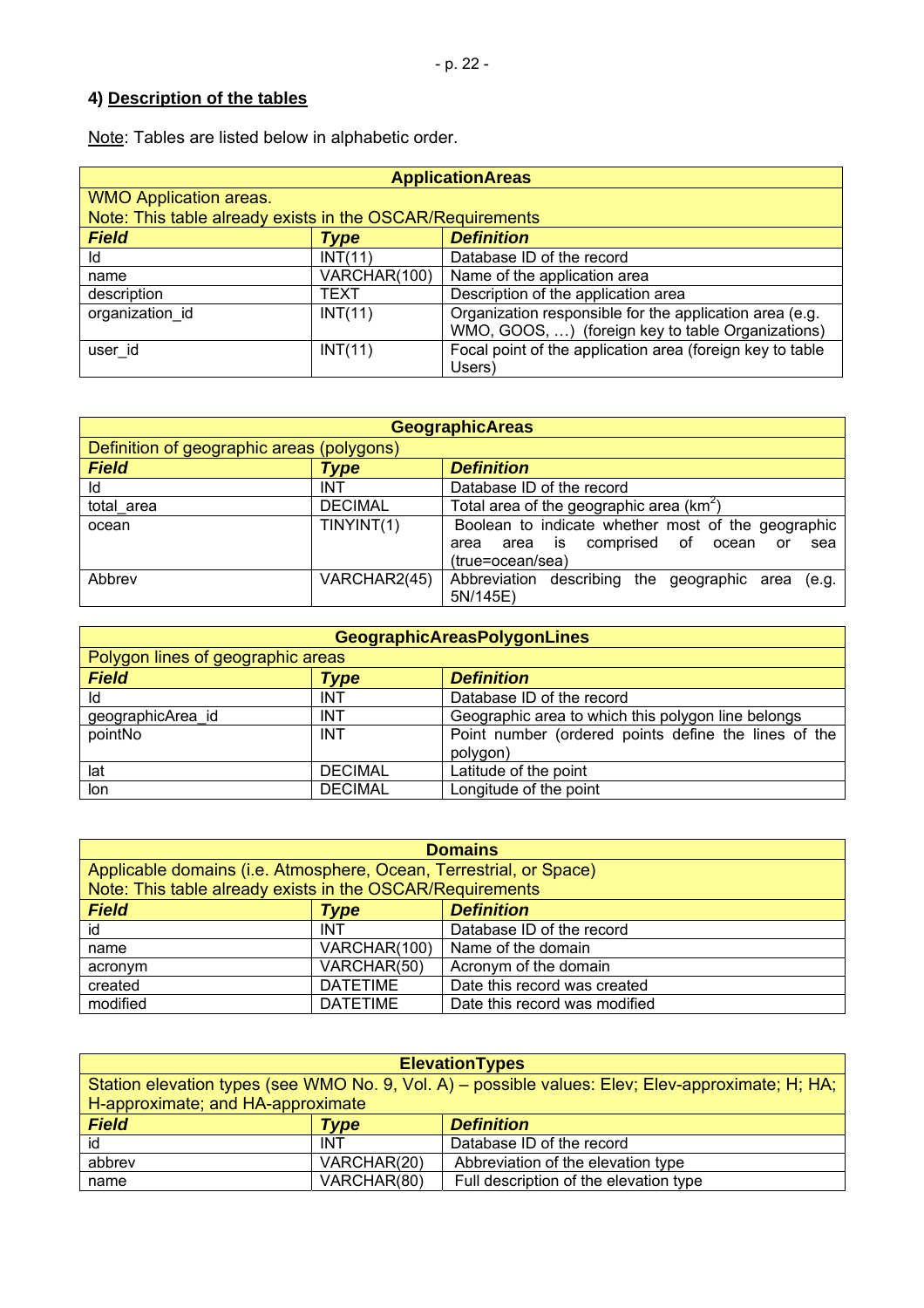## 4) Description of the tables

Note: Tables are listed below in alphabetic order.

| **ApplicationAreas** | | |
|---|---|---|
| WMO Application areas.<br>Note: This table already exists in the OSCAR/Requirements | | |
| ***Field*** | ***Type*** | ***Definition*** |
| Id | INT(11) | Database ID of the record |
| name | VARCHAR(100) | Name of the application area |
| description | TEXT | Description of the application area |
| organization_id | INT(11) | Organization responsible for the application area (e.g. WMO, GOOS, …) (foreign key to table Organizations) |
| user_id | INT(11) | Focal point of the application area (foreign key to table Users) |

| **GeographicAreas** | | |
|---|---|---|
| Definition of geographic areas (polygons) | | |
| ***Field*** | ***Type*** | ***Definition*** |
| Id | INT | Database ID of the record |
| total_area | DECIMAL | Total area of the geographic area ($km^2$) |
| ocean | TINYINT(1) | Boolean to indicate whether most of the geographic area is comprised of ocean or sea (true=ocean/sea) |
| Abbrev | VARCHAR2(45) | Abbreviation describing the geographic area (e.g. 5N/145E) |

| **GeographicAreasPolygonLines** | | |
|---|---|---|
| Polygon lines of geographic areas | | |
| ***Field*** | ***Type*** | ***Definition*** |
| Id | INT | Database ID of the record |
| geographicArea_id | INT | Geographic area to which this polygon line belongs |
| pointNo | INT | Point number (ordered points define the lines of the polygon) |
| lat | DECIMAL | Latitude of the point |
| lon | DECIMAL | Longitude of the point |

| **Domains** | | |
|---|---|---|
| Applicable domains (i.e. Atmosphere, Ocean, Terrestrial, or Space)<br>Note: This table already exists in the OSCAR/Requirements | | |
| ***Field*** | ***Type*** | ***Definition*** |
| id | INT | Database ID of the record |
| name | VARCHAR(100) | Name of the domain |
| acronym | VARCHAR(50) | Acronym of the domain |
| created | DATETIME | Date this record was created |
| modified | DATETIME | Date this record was modified |

| **ElevationTypes** | | |
|---|---|---|
| Station elevation types (see WMO No. 9, Vol. A) – possible values: Elev; Elev-approximate; H; HA; H-approximate; and HA-approximate | | |
| ***Field*** | ***Type*** | ***Definition*** |
| id | INT | Database ID of the record |
| abbrev | VARCHAR(20) | Abbreviation of the elevation type |
| name | VARCHAR(80) | Full description of the elevation type |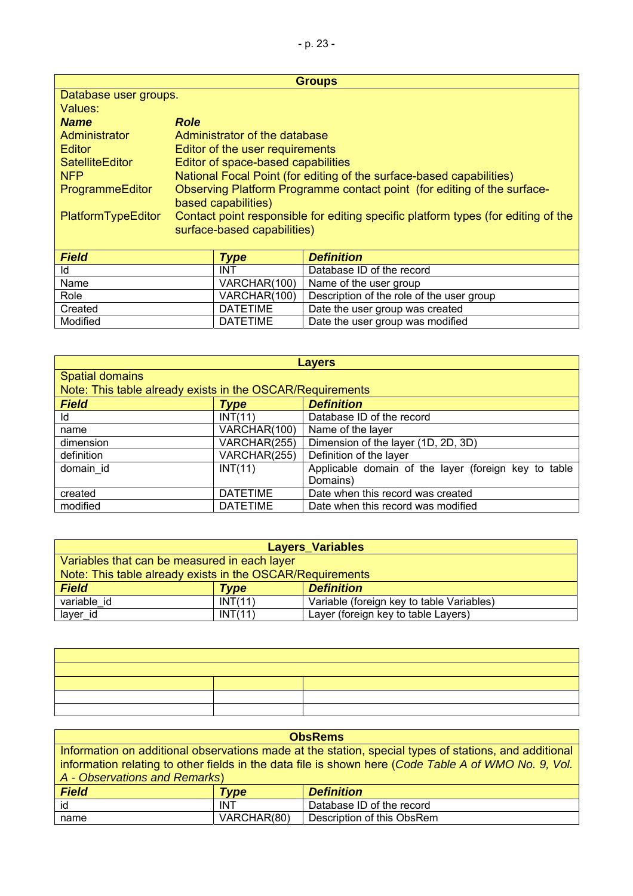### Groups

Database user groups.
Values:

| *Name* | *Role* |
|---|---|
| Administrator | Administrator of the database |
| Editor | Editor of the user requirements |
| SatelliteEditor | Editor of space-based capabilities |
| NFP | National Focal Point (for editing of the surface-based capabilities) |
| ProgrammeEditor | Observing Platform Programme contact point (for editing of the surface-based capabilities) |
| PlatformTypeEditor | Contact point responsible for editing specific platform types (for editing of the surface-based capabilities) |

| *Field* | *Type* | *Definition* |
|---|---|---|
| Id | INT | Database ID of the record |
| Name | VARCHAR(100) | Name of the user group |
| Role | VARCHAR(100) | Description of the role of the user group |
| Created | DATETIME | Date the user group was created |
| Modified | DATETIME | Date the user group was modified |

### Layers

Spatial domains
Note: This table already exists in the OSCAR/Requirements

| *Field* | *Type* | *Definition* |
|---|---|---|
| Id | INT(11) | Database ID of the record |
| name | VARCHAR(100) | Name of the layer |
| dimension | VARCHAR(255) | Dimension of the layer (1D, 2D, 3D) |
| definition | VARCHAR(255) | Definition of the layer |
| domain_id | INT(11) | Applicable domain of the layer (foreign key to table Domains) |
| created | DATETIME | Date when this record was created |
| modified | DATETIME | Date when this record was modified |

### Layers_Variables

Variables that can be measured in each layer
Note: This table already exists in the OSCAR/Requirements

| *Field* | *Type* | *Definition* |
|---|---|---|
| variable_id | INT(11) | Variable (foreign key to table Variables) |
| layer_id | INT(11) | Layer (foreign key to table Layers) |

### ObsRems

Information on additional observations made at the station, special types of stations, and additional information relating to other fields in the data file is shown here (*Code Table A of WMO No. 9, Vol. A - Observations and Remarks*)

| *Field* | *Type* | *Definition* |
|---|---|---|
| id | INT | Database ID of the record |
| name | VARCHAR(80) | Description of this ObsRem |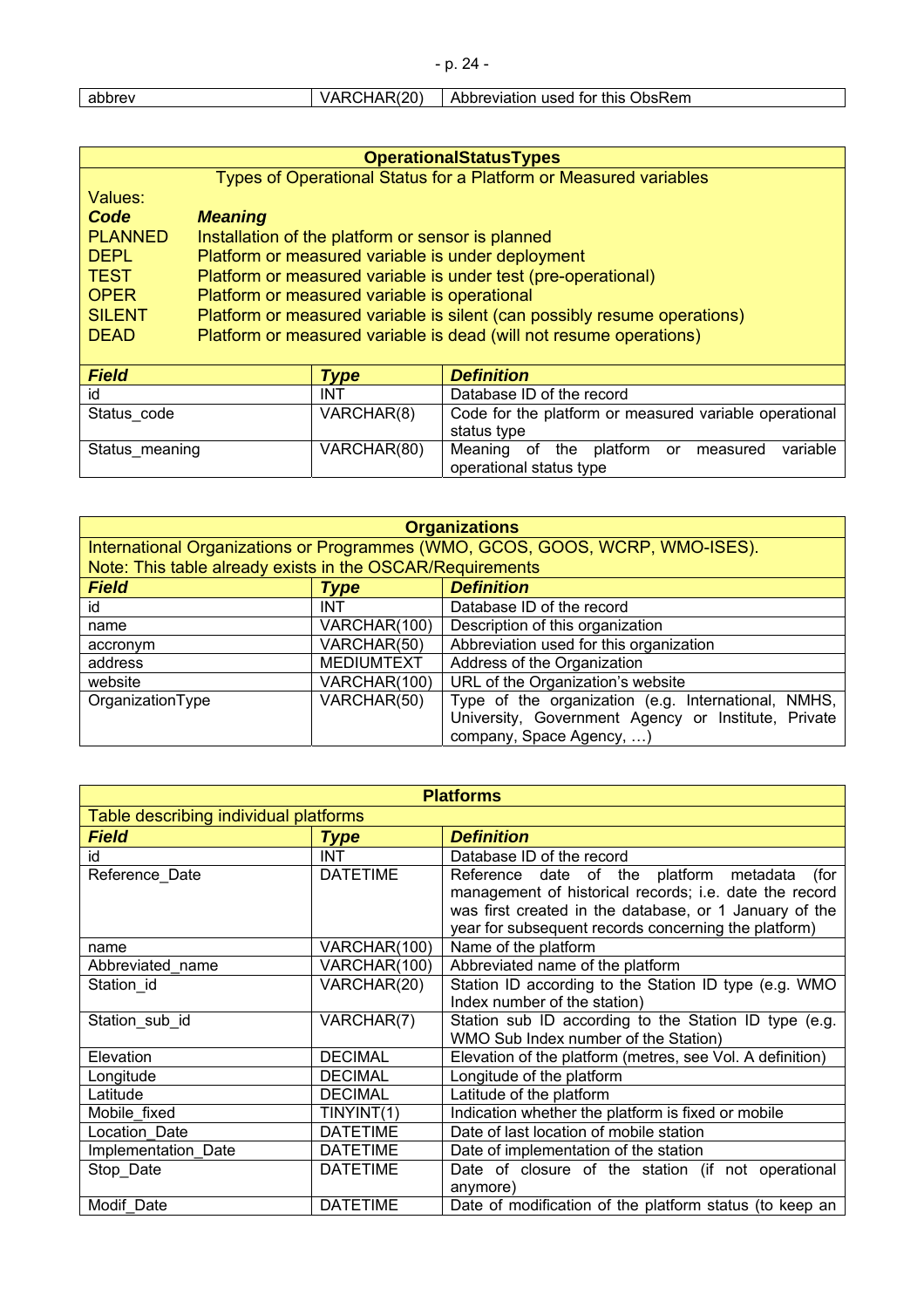| abbrev | VARCHAR(20) | Abbreviation used for this ObsRem |
|---|---|---|

| **OperationalStatusTypes** | | |
|---|---|---|
| Types of Operational Status for a Platform or Measured variables | | |
| Values:<br>***Code*** ***Meaning***<br>PLANNED Installation of the platform or sensor is planned<br>DEPL Platform or measured variable is under deployment<br>TEST Platform or measured variable is under test (pre-operational)<br>OPER Platform or measured variable is operational<br>SILENT Platform or measured variable is silent (can possibly resume operations)<br>DEAD Platform or measured variable is dead (will not resume operations) | | |
| ***Field*** | ***Type*** | ***Definition*** |
| id | INT | Database ID of the record |
| Status_code | VARCHAR(8) | Code for the platform or measured variable operational status type |
| Status_meaning | VARCHAR(80) | Meaning of the platform or measured variable operational status type |

| **Organizations** | | |
|---|---|---|
| International Organizations or Programmes (WMO, GCOS, GOOS, WCRP, WMO-ISES).<br>Note: This table already exists in the OSCAR/Requirements | | |
| ***Field*** | ***Type*** | ***Definition*** |
| id | INT | Database ID of the record |
| name | VARCHAR(100) | Description of this organization |
| accronym | VARCHAR(50) | Abbreviation used for this organization |
| address | MEDIUMTEXT | Address of the Organization |
| website | VARCHAR(100) | URL of the Organization's website |
| OrganizationType | VARCHAR(50) | Type of the organization (e.g. International, NMHS, University, Government Agency or Institute, Private company, Space Agency, …) |

| **Platforms** | | |
|---|---|---|
| Table describing individual platforms | | |
| ***Field*** | ***Type*** | ***Definition*** |
| id | INT | Database ID of the record |
| Reference_Date | DATETIME | Reference date of the platform metadata (for management of historical records; i.e. date the record was first created in the database, or 1 January of the year for subsequent records concerning the platform) |
| name | VARCHAR(100) | Name of the platform |
| Abbreviated_name | VARCHAR(100) | Abbreviated name of the platform |
| Station_id | VARCHAR(20) | Station ID according to the Station ID type (e.g. WMO Index number of the station) |
| Station_sub_id | VARCHAR(7) | Station sub ID according to the Station ID type (e.g. WMO Sub Index number of the Station) |
| Elevation | DECIMAL | Elevation of the platform (metres, see Vol. A definition) |
| Longitude | DECIMAL | Longitude of the platform |
| Latitude | DECIMAL | Latitude of the platform |
| Mobile_fixed | TINYINT(1) | Indication whether the platform is fixed or mobile |
| Location_Date | DATETIME | Date of last location of mobile station |
| Implementation_Date | DATETIME | Date of implementation of the station |
| Stop_Date | DATETIME | Date of closure of the station (if not operational anymore) |
| Modif_Date | DATETIME | Date of modification of the platform status (to keep an |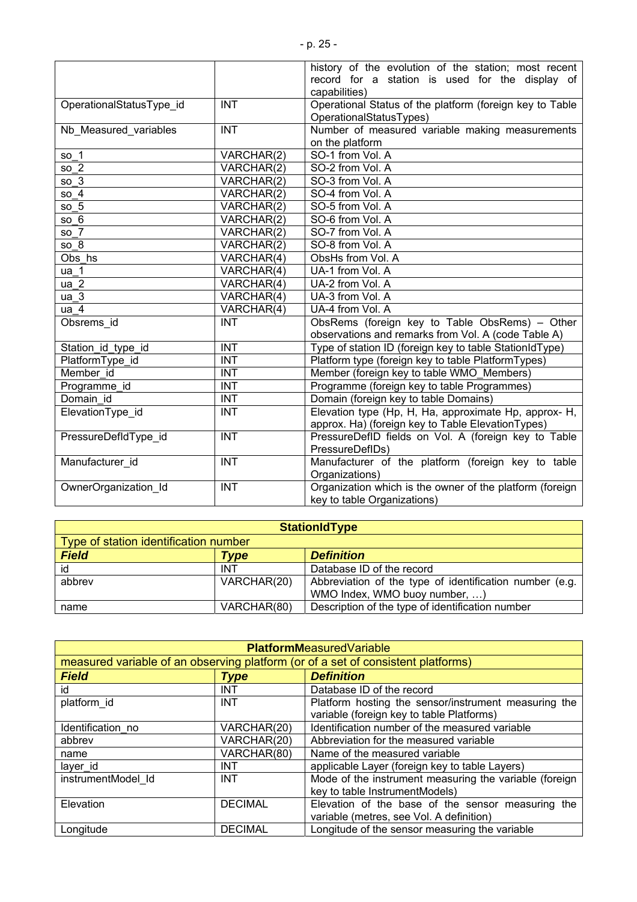| | | |
|---|---|---|
| | | history of the evolution of the station; most recent record for a station is used for the display of capabilities) |
| OperationalStatusType_id | INT | Operational Status of the platform (foreign key to Table OperationalStatusTypes) |
| Nb_Measured_variables | INT | Number of measured variable making measurements on the platform |
| so_1 | VARCHAR(2) | SO-1 from Vol. A |
| so_2 | VARCHAR(2) | SO-2 from Vol. A |
| so_3 | VARCHAR(2) | SO-3 from Vol. A |
| so_4 | VARCHAR(2) | SO-4 from Vol. A |
| so_5 | VARCHAR(2) | SO-5 from Vol. A |
| so_6 | VARCHAR(2) | SO-6 from Vol. A |
| so_7 | VARCHAR(2) | SO-7 from Vol. A |
| so_8 | VARCHAR(2) | SO-8 from Vol. A |
| Obs_hs | VARCHAR(4) | ObsHs from Vol. A |
| ua_1 | VARCHAR(4) | UA-1 from Vol. A |
| ua_2 | VARCHAR(4) | UA-2 from Vol. A |
| ua_3 | VARCHAR(4) | UA-3 from Vol. A |
| ua_4 | VARCHAR(4) | UA-4 from Vol. A |
| Obsrems_id | INT | ObsRems (foreign key to Table ObsRems) – Other observations and remarks from Vol. A (code Table A) |
| Station_id_type_id | INT | Type of station ID (foreign key to table StationIdType) |
| PlatformType_id | INT | Platform type (foreign key to table PlatformTypes) |
| Member_id | INT | Member (foreign key to table WMO_Members) |
| Programme_id | INT | Programme (foreign key to table Programmes) |
| Domain_id | INT | Domain (foreign key to table Domains) |
| ElevationType_id | INT | Elevation type (Hp, H, Ha, approximate Hp, approx- H, approx. Ha) (foreign key to Table ElevationTypes) |
| PressureDefIdType_id | INT | PressureDefID fields on Vol. A (foreign key to Table PressureDefIDs) |
| Manufacturer_id | INT | Manufacturer of the platform (foreign key to table Organizations) |
| OwnerOrganization_Id | INT | Organization which is the owner of the platform (foreign key to table Organizations) |

| **StationIdType** | | |
|---|---|---|
| Type of station identification number | | |
| ***Field*** | ***Type*** | ***Definition*** |
| id | INT | Database ID of the record |
| abbrev | VARCHAR(20) | Abbreviation of the type of identification number (e.g. WMO Index, WMO buoy number, …) |
| name | VARCHAR(80) | Description of the type of identification number |

| **PlatformM**easuredVariable | | |
|---|---|---|
| measured variable of an observing platform (or of a set of consistent platforms) | | |
| ***Field*** | ***Type*** | ***Definition*** |
| id | INT | Database ID of the record |
| platform_id | INT | Platform hosting the sensor/instrument measuring the variable (foreign key to table Platforms) |
| Identification_no | VARCHAR(20) | Identification number of the measured variable |
| abbrev | VARCHAR(20) | Abbreviation for the measured variable |
| name | VARCHAR(80) | Name of the measured variable |
| layer_id | INT | applicable Layer (foreign key to table Layers) |
| instrumentModel_Id | INT | Mode of the instrument measuring the variable (foreign key to table InstrumentModels) |
| Elevation | DECIMAL | Elevation of the base of the sensor measuring the variable (metres, see Vol. A definition) |
| Longitude | DECIMAL | Longitude of the sensor measuring the variable |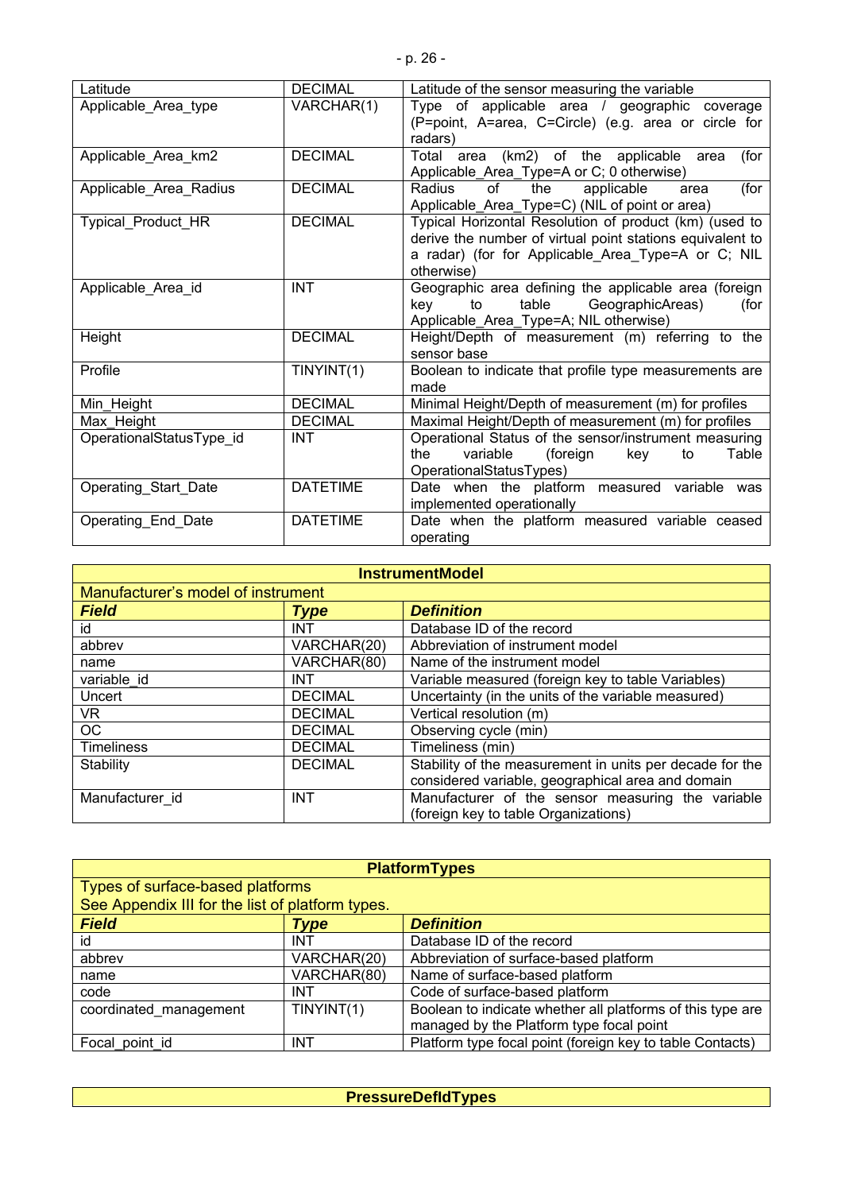| | | |
|---|---|---|
| Latitude | DECIMAL | Latitude of the sensor measuring the variable |
| Applicable_Area_type | VARCHAR(1) | Type of applicable area / geographic coverage (P=point, A=area, C=Circle) (e.g. area or circle for radars) |
| Applicable_Area_km2 | DECIMAL | Total area (km2) of the applicable area (for Applicable_Area_Type=A or C; 0 otherwise) |
| Applicable_Area_Radius | DECIMAL | Radius of the applicable area (for Applicable_Area_Type=C) (NIL of point or area) |
| Typical_Product_HR | DECIMAL | Typical Horizontal Resolution of product (km) (used to derive the number of virtual point stations equivalent to a radar) (for for Applicable_Area_Type=A or C; NIL otherwise) |
| Applicable_Area_id | INT | Geographic area defining the applicable area (foreign key to table GeographicAreas) (for Applicable_Area_Type=A; NIL otherwise) |
| Height | DECIMAL | Height/Depth of measurement (m) referring to the sensor base |
| Profile | TINYINT(1) | Boolean to indicate that profile type measurements are made |
| Min_Height | DECIMAL | Minimal Height/Depth of measurement (m) for profiles |
| Max_Height | DECIMAL | Maximal Height/Depth of measurement (m) for profiles |
| OperationalStatusType_id | INT | Operational Status of the sensor/instrument measuring the variable (foreign key to Table OperationalStatusTypes) |
| Operating_Start_Date | DATETIME | Date when the platform measured variable was implemented operationally |
| Operating_End_Date | DATETIME | Date when the platform measured variable ceased operating |

**InstrumentModel**

Manufacturer's model of instrument

| ***Field*** | ***Type*** | ***Definition*** |
|---|---|---|
| id | INT | Database ID of the record |
| abbrev | VARCHAR(20) | Abbreviation of instrument model |
| name | VARCHAR(80) | Name of the instrument model |
| variable_id | INT | Variable measured (foreign key to table Variables) |
| Uncert | DECIMAL | Uncertainty (in the units of the variable measured) |
| VR | DECIMAL | Vertical resolution (m) |
| OC | DECIMAL | Observing cycle (min) |
| Timeliness | DECIMAL | Timeliness (min) |
| Stability | DECIMAL | Stability of the measurement in units per decade for the considered variable, geographical area and domain |
| Manufacturer_id | INT | Manufacturer of the sensor measuring the variable (foreign key to table Organizations) |

**PlatformTypes**

Types of surface-based platforms
See Appendix III for the list of platform types.

| ***Field*** | ***Type*** | ***Definition*** |
|---|---|---|
| id | INT | Database ID of the record |
| abbrev | VARCHAR(20) | Abbreviation of surface-based platform |
| name | VARCHAR(80) | Name of surface-based platform |
| code | INT | Code of surface-based platform |
| coordinated_management | TINYINT(1) | Boolean to indicate whether all platforms of this type are managed by the Platform type focal point |
| Focal_point_id | INT | Platform type focal point (foreign key to table Contacts) |

**PressureDefIdTypes**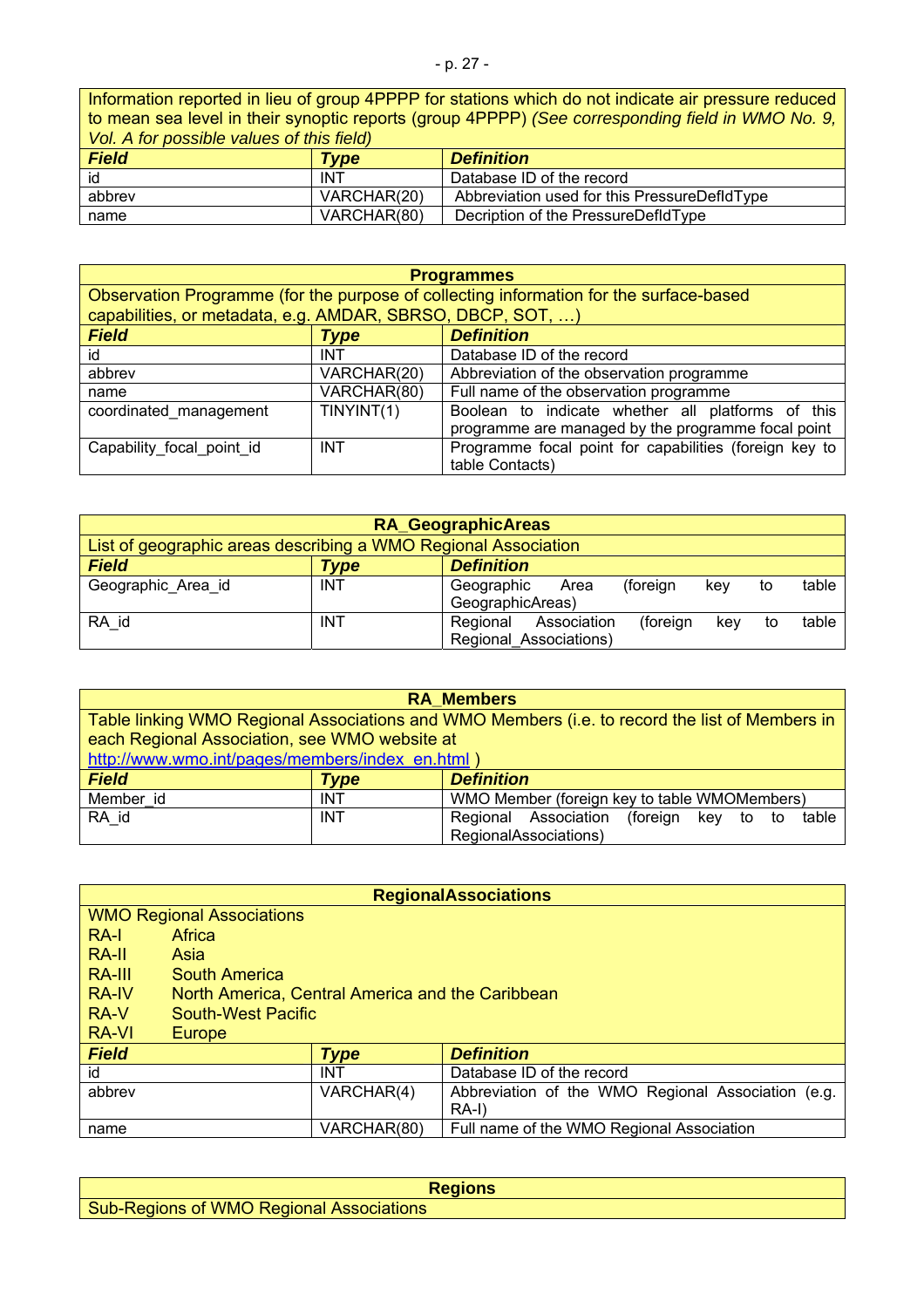| Information reported in lieu of group 4PPPP for stations which do not indicate air pressure reduced to mean sea level in their synoptic reports (group 4PPPP) *(See corresponding field in WMO No. 9, Vol. A for possible values of this field)* | | |
|---|---|---|
| ***Field*** | ***Type*** | ***Definition*** |
| id | INT | Database ID of the record |
| abbrev | VARCHAR(20) | Abbreviation used for this PressureDefldType |
| name | VARCHAR(80) | Decription of the PressureDefldType |

| **Programmes** | | |
|---|---|---|
| Observation Programme (for the purpose of collecting information for the surface-based capabilities, or metadata, e.g. AMDAR, SBRSO, DBCP, SOT, …) | | |
| ***Field*** | ***Type*** | ***Definition*** |
| id | INT | Database ID of the record |
| abbrev | VARCHAR(20) | Abbreviation of the observation programme |
| name | VARCHAR(80) | Full name of the observation programme |
| coordinated_management | TINYINT(1) | Boolean to indicate whether all platforms of this programme are managed by the programme focal point |
| Capability_focal_point_id | INT | Programme focal point for capabilities (foreign key to table Contacts) |

| **RA_GeographicAreas** | | |
|---|---|---|
| List of geographic areas describing a WMO Regional Association | | |
| ***Field*** | ***Type*** | ***Definition*** |
| Geographic_Area_id | INT | Geographic Area (foreign key to table GeographicAreas) |
| RA_id | INT | Regional Association (foreign key to table Regional_Associations) |

| **RA_Members** | | |
|---|---|---|
| Table linking WMO Regional Associations and WMO Members (i.e. to record the list of Members in each Regional Association, see WMO website at http://www.wmo.int/pages/members/index_en.html ) | | |
| ***Field*** | ***Type*** | ***Definition*** |
| Member_id | INT | WMO Member (foreign key to table WMOMembers) |
| RA_id | INT | Regional Association (foreign key to to table RegionalAssociations) |

| **RegionalAssociations** | | |
|---|---|---|
| WMO Regional Associations<br>RA-I Africa<br>RA-II Asia<br>RA-III South America<br>RA-IV North America, Central America and the Caribbean<br>RA-V South-West Pacific<br>RA-VI Europe | | |
| ***Field*** | ***Type*** | ***Definition*** |
| id | INT | Database ID of the record |
| abbrev | VARCHAR(4) | Abbreviation of the WMO Regional Association (e.g. RA-I) |
| name | VARCHAR(80) | Full name of the WMO Regional Association |

| **Regions** |
|---|
| Sub-Regions of WMO Regional Associations |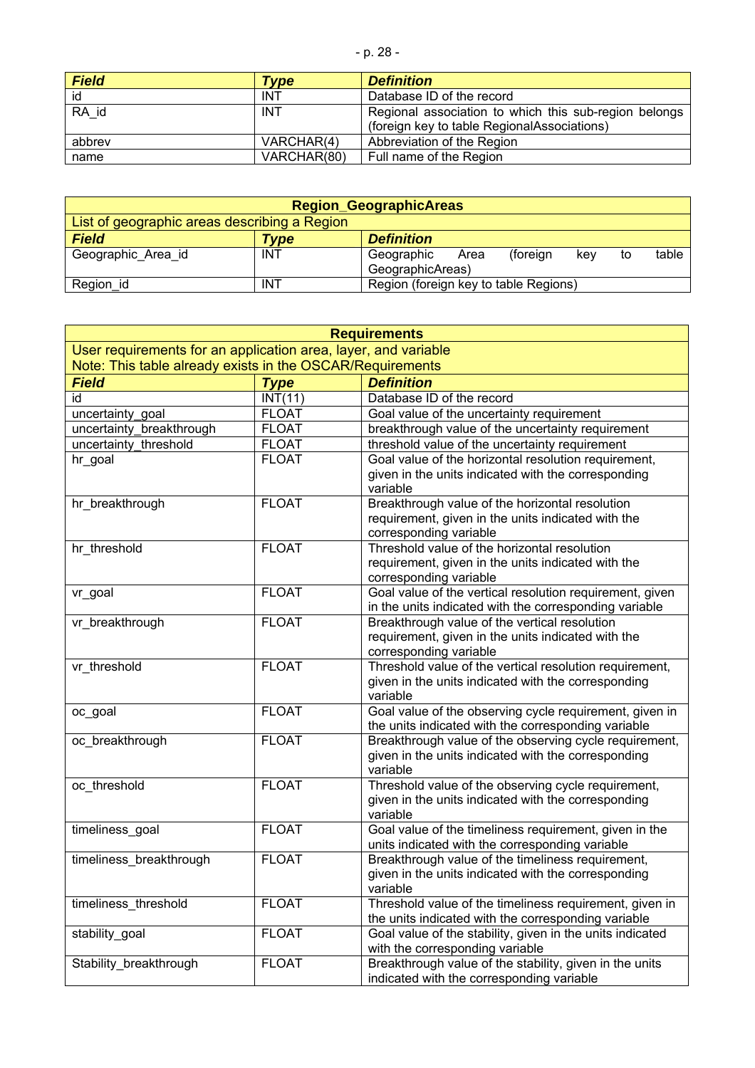| **Field** | **Type** | **Definition** |
|---|---|---|
| id | INT | Database ID of the record |
| RA_id | INT | Regional association to which this sub-region belongs (foreign key to table RegionalAssociations) |
| abbrev | VARCHAR(4) | Abbreviation of the Region |
| name | VARCHAR(80) | Full name of the Region |

| **Region_GeographicAreas** | | |
|---|---|---|
| List of geographic areas describing a Region | | |
| **Field** | **Type** | **Definition** |
| Geographic_Area_id | INT | Geographic Area (foreign key to table GeographicAreas) |
| Region_id | INT | Region (foreign key to table Regions) |

| **Requirements** | | |
|---|---|---|
| User requirements for an application area, layer, and variable<br>Note: This table already exists in the OSCAR/Requirements | | |
| **Field** | **Type** | **Definition** |
| id | INT(11) | Database ID of the record |
| uncertainty_goal | FLOAT | Goal value of the uncertainty requirement |
| uncertainty_breakthrough | FLOAT | breakthrough value of the uncertainty requirement |
| uncertainty_threshold | FLOAT | threshold value of the uncertainty requirement |
| hr_goal | FLOAT | Goal value of the horizontal resolution requirement, given in the units indicated with the corresponding variable |
| hr_breakthrough | FLOAT | Breakthrough value of the horizontal resolution requirement, given in the units indicated with the corresponding variable |
| hr_threshold | FLOAT | Threshold value of the horizontal resolution requirement, given in the units indicated with the corresponding variable |
| vr_goal | FLOAT | Goal value of the vertical resolution requirement, given in the units indicated with the corresponding variable |
| vr_breakthrough | FLOAT | Breakthrough value of the vertical resolution requirement, given in the units indicated with the corresponding variable |
| vr_threshold | FLOAT | Threshold value of the vertical resolution requirement, given in the units indicated with the corresponding variable |
| oc_goal | FLOAT | Goal value of the observing cycle requirement, given in the units indicated with the corresponding variable |
| oc_breakthrough | FLOAT | Breakthrough value of the observing cycle requirement, given in the units indicated with the corresponding variable |
| oc_threshold | FLOAT | Threshold value of the observing cycle requirement, given in the units indicated with the corresponding variable |
| timeliness_goal | FLOAT | Goal value of the timeliness requirement, given in the units indicated with the corresponding variable |
| timeliness_breakthrough | FLOAT | Breakthrough value of the timeliness requirement, given in the units indicated with the corresponding variable |
| timeliness_threshold | FLOAT | Threshold value of the timeliness requirement, given in the units indicated with the corresponding variable |
| stability_goal | FLOAT | Goal value of the stability, given in the units indicated with the corresponding variable |
| Stability_breakthrough | FLOAT | Breakthrough value of the stability, given in the units indicated with the corresponding variable |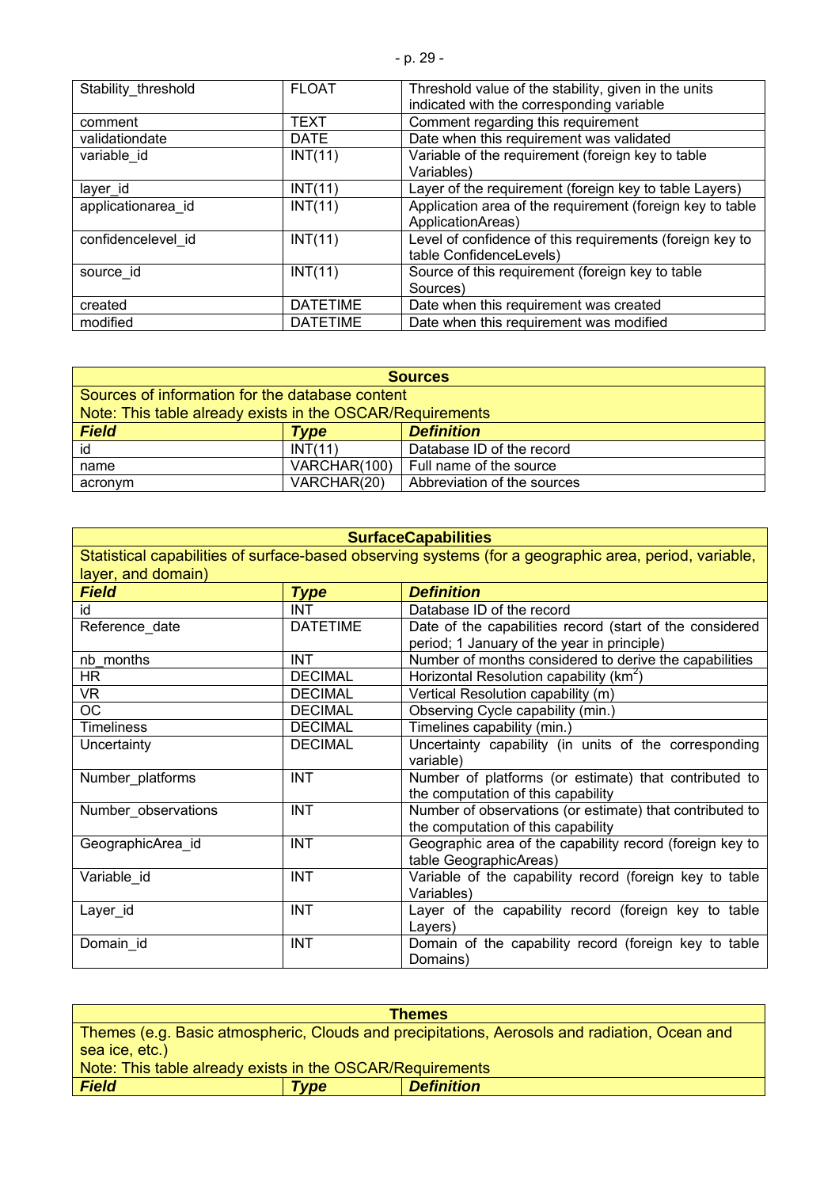| | | |
|---|---|---|
| Stability_threshold | FLOAT | Threshold value of the stability, given in the units indicated with the corresponding variable |
| comment | TEXT | Comment regarding this requirement |
| validationdate | DATE | Date when this requirement was validated |
| variable_id | INT(11) | Variable of the requirement (foreign key to table Variables) |
| layer_id | INT(11) | Layer of the requirement (foreign key to table Layers) |
| applicationarea_id | INT(11) | Application area of the requirement (foreign key to table ApplicationAreas) |
| confidencelevel_id | INT(11) | Level of confidence of this requirements (foreign key to table ConfidenceLevels) |
| source_id | INT(11) | Source of this requirement (foreign key to table Sources) |
| created | DATETIME | Date when this requirement was created |
| modified | DATETIME | Date when this requirement was modified |

| **Sources** | | |
|---|---|---|
| Sources of information for the database content<br>Note: This table already exists in the OSCAR/Requirements | | |
| ***Field*** | ***Type*** | ***Definition*** |
| id | INT(11) | Database ID of the record |
| name | VARCHAR(100) | Full name of the source |
| acronym | VARCHAR(20) | Abbreviation of the sources |

| **SurfaceCapabilities** | | |
|---|---|---|
| Statistical capabilities of surface-based observing systems (for a geographic area, period, variable, layer, and domain) | | |
| ***Field*** | ***Type*** | ***Definition*** |
| id | INT | Database ID of the record |
| Reference_date | DATETIME | Date of the capabilities record (start of the considered period; 1 January of the year in principle) |
| nb_months | INT | Number of months considered to derive the capabilities |
| HR | DECIMAL | Horizontal Resolution capability ($km^2$) |
| VR | DECIMAL | Vertical Resolution capability (m) |
| OC | DECIMAL | Observing Cycle capability (min.) |
| Timeliness | DECIMAL | Timelines capability (min.) |
| Uncertainty | DECIMAL | Uncertainty capability (in units of the corresponding variable) |
| Number_platforms | INT | Number of platforms (or estimate) that contributed to the computation of this capability |
| Number_observations | INT | Number of observations (or estimate) that contributed to the computation of this capability |
| GeographicArea_id | INT | Geographic area of the capability record (foreign key to table GeographicAreas) |
| Variable_id | INT | Variable of the capability record (foreign key to table Variables) |
| Layer_id | INT | Layer of the capability record (foreign key to table Layers) |
| Domain_id | INT | Domain of the capability record (foreign key to table Domains) |

| **Themes** | | |
|---|---|---|
| Themes (e.g. Basic atmospheric, Clouds and precipitations, Aerosols and radiation, Ocean and sea ice, etc.)<br>Note: This table already exists in the OSCAR/Requirements | | |
| ***Field*** | ***Type*** | ***Definition*** |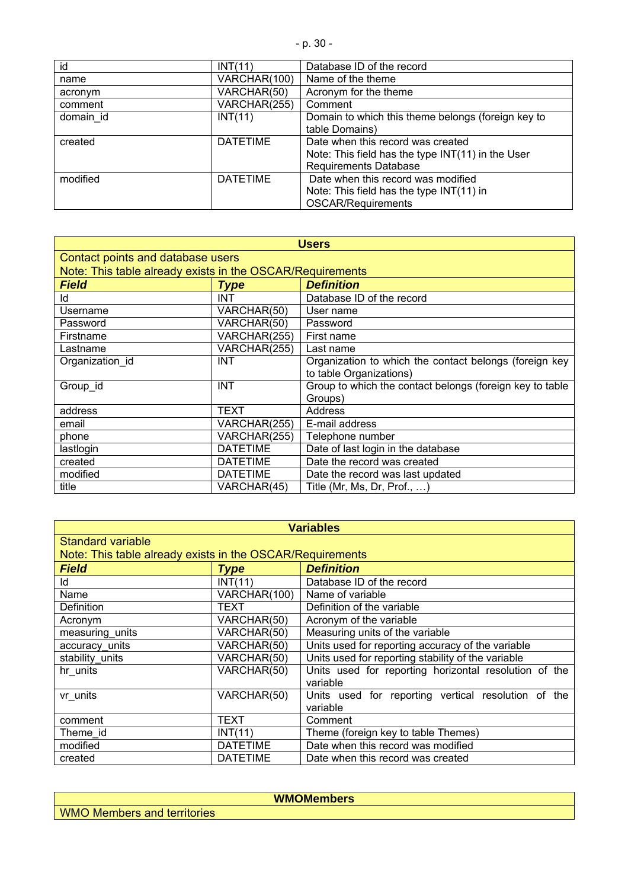| | | |
|---|---|---|
| id | INT(11) | Database ID of the record |
| name | VARCHAR(100) | Name of the theme |
| acronym | VARCHAR(50) | Acronym for the theme |
| comment | VARCHAR(255) | Comment |
| domain_id | INT(11) | Domain to which this theme belongs (foreign key to table Domains) |
| created | DATETIME | Date when this record was created<br>Note: This field has the type INT(11) in the User Requirements Database |
| modified | DATETIME | Date when this record was modified<br>Note: This field has the type INT(11) in OSCAR/Requirements |

| **Users** | | |
|---|---|---|
| Contact points and database users<br>Note: This table already exists in the OSCAR/Requirements | | |
| ***Field*** | ***Type*** | ***Definition*** |
| Id | INT | Database ID of the record |
| Username | VARCHAR(50) | User name |
| Password | VARCHAR(50) | Password |
| Firstname | VARCHAR(255) | First name |
| Lastname | VARCHAR(255) | Last name |
| Organization_id | INT | Organization to which the contact belongs (foreign key to table Organizations) |
| Group_id | INT | Group to which the contact belongs (foreign key to table Groups) |
| address | TEXT | Address |
| email | VARCHAR(255) | E-mail address |
| phone | VARCHAR(255) | Telephone number |
| lastlogin | DATETIME | Date of last login in the database |
| created | DATETIME | Date the record was created |
| modified | DATETIME | Date the record was last updated |
| title | VARCHAR(45) | Title (Mr, Ms, Dr, Prof., …) |

| **Variables** | | |
|---|---|---|
| Standard variable<br>Note: This table already exists in the OSCAR/Requirements | | |
| ***Field*** | ***Type*** | ***Definition*** |
| Id | INT(11) | Database ID of the record |
| Name | VARCHAR(100) | Name of variable |
| Definition | TEXT | Definition of the variable |
| Acronym | VARCHAR(50) | Acronym of the variable |
| measuring_units | VARCHAR(50) | Measuring units of the variable |
| accuracy_units | VARCHAR(50) | Units used for reporting accuracy of the variable |
| stability_units | VARCHAR(50) | Units used for reporting stability of the variable |
| hr_units | VARCHAR(50) | Units used for reporting horizontal resolution of the variable |
| vr_units | VARCHAR(50) | Units used for reporting vertical resolution of the variable |
| comment | TEXT | Comment |
| Theme_id | INT(11) | Theme (foreign key to table Themes) |
| modified | DATETIME | Date when this record was modified |
| created | DATETIME | Date when this record was created |

| **WMOMembers** |
|---|
| WMO Members and territories |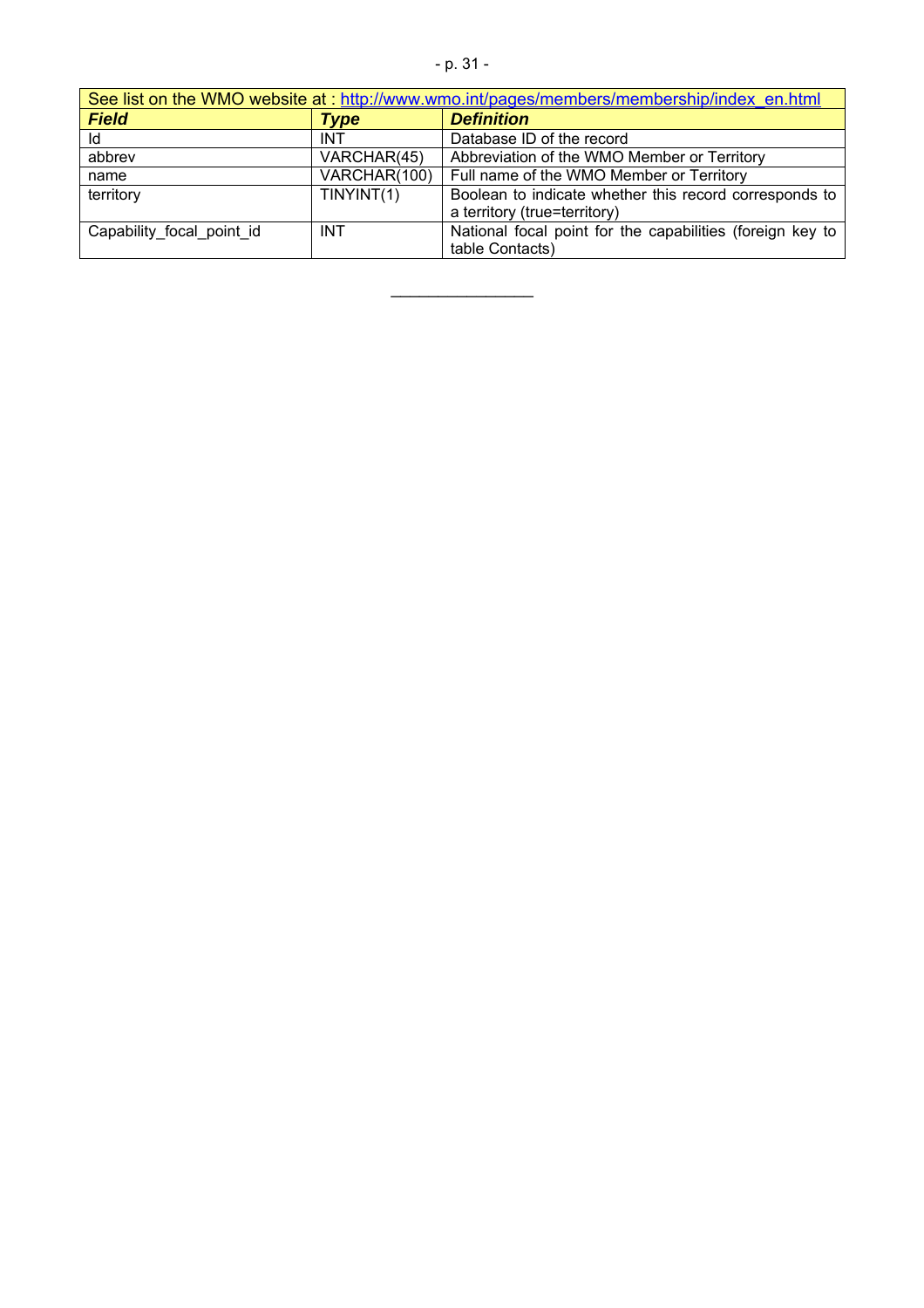| See list on the WMO website at : http://www.wmo.int/pages/members/membership/index_en.html | | |
|---|---|---|
| ***Field*** | ***Type*** | ***Definition*** |
| Id | INT | Database ID of the record |
| abbrev | VARCHAR(45) | Abbreviation of the WMO Member or Territory |
| name | VARCHAR(100) | Full name of the WMO Member or Territory |
| territory | TINYINT(1) | Boolean to indicate whether this record corresponds to a territory (true=territory) |
| Capability_focal_point_id | INT | National focal point for the capabilities (foreign key to table Contacts) |

\_\_\_\_\_\_\_\_\_\_\_\_\_\_\_\_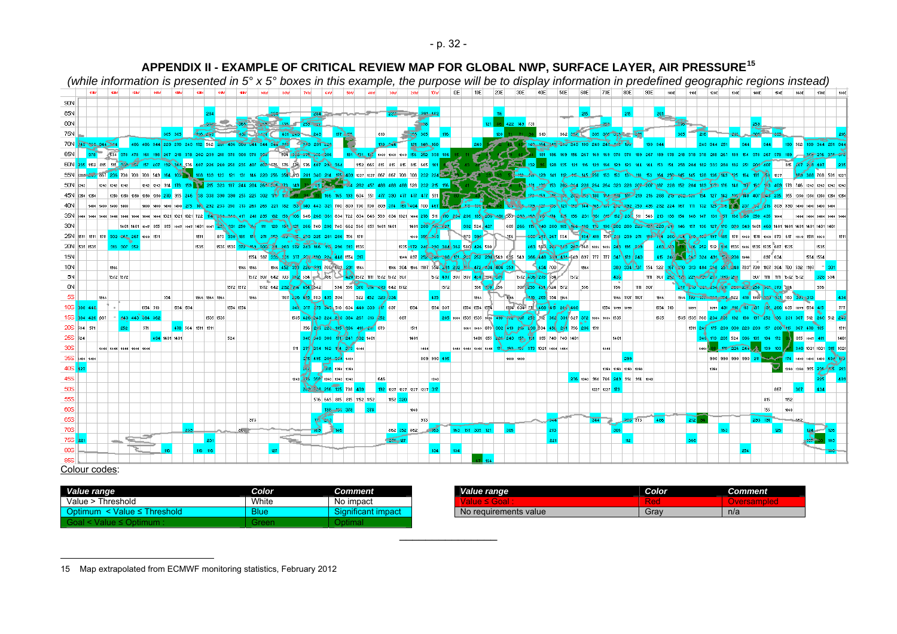## APPENDIX II - EXAMPLE OF CRITICAL REVIEW MAP FOR GLOBAL NWP, SURFACE LAYER, AIR PRESSURE[15]

*(while information is presented in 5° x 5° boxes in this example, the purpose will be to display information in predefined geographic regions instead)*

Colour codes:

| Value range | Color | Comment |
|---|---|---|
| Value > Threshold | White | No impact |
| Optimum < Value ≤ Threshold | Blue | Significant impact |
| Goal < Value ≤ Optimum : | Green | Optimal |

| Value range | Color | Comment |
|---|---|---|
| Value ≤ Goal : | Red | Oversampled |
| No requirements value | Gray | n/a |

---

15 Map extrapolated from ECMWF monitoring statistics, February 2012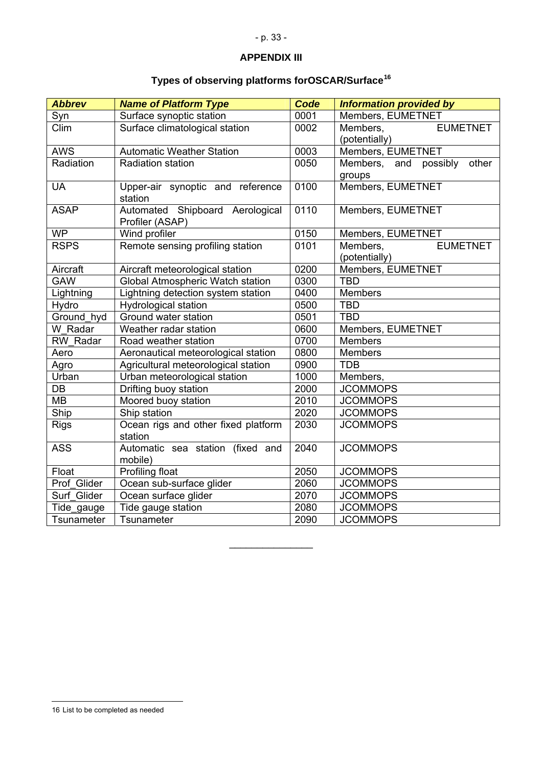## APPENDIX III

### Types of observing platforms forOSCAR/Surface[16]

| ***Abbrev*** | ***Name of Platform Type*** | ***Code*** | ***Information provided by*** |
|---|---|---|---|
| Syn | Surface synoptic station | 0001 | Members, EUMETNET |
| Clim | Surface climatological station | 0002 | Members, EUMETNET (potentially) |
| AWS | Automatic Weather Station | 0003 | Members, EUMETNET |
| Radiation | Radiation station | 0050 | Members, and possibly other groups |
| UA | Upper-air synoptic and reference station | 0100 | Members, EUMETNET |
| ASAP | Automated Shipboard Aerological Profiler (ASAP) | 0110 | Members, EUMETNET |
| WP | Wind profiler | 0150 | Members, EUMETNET |
| RSPS | Remote sensing profiling station | 0101 | Members, EUMETNET (potentially) |
| Aircraft | Aircraft meteorological station | 0200 | Members, EUMETNET |
| GAW | Global Atmospheric Watch station | 0300 | TBD |
| Lightning | Lightning detection system station | 0400 | Members |
| Hydro | Hydrological station | 0500 | TBD |
| Ground_hyd | Ground water station | 0501 | TBD |
| W_Radar | Weather radar station | 0600 | Members, EUMETNET |
| RW_Radar | Road weather station | 0700 | Members |
| Aero | Aeronautical meteorological station | 0800 | Members |
| Agro | Agricultural meteorological station | 0900 | TDB |
| Urban | Urban meteorological station | 1000 | Members, |
| DB | Drifting buoy station | 2000 | JCOMMOPS |
| MB | Moored buoy station | 2010 | JCOMMOPS |
| Ship | Ship station | 2020 | JCOMMOPS |
| Rigs | Ocean rigs and other fixed platform station | 2030 | JCOMMOPS |
| ASS | Automatic sea station (fixed and mobile) | 2040 | JCOMMOPS |
| Float | Profiling float | 2050 | JCOMMOPS |
| Prof_Glider | Ocean sub-surface glider | 2060 | JCOMMOPS |
| Surf_Glider | Ocean surface glider | 2070 | JCOMMOPS |
| Tide_gauge | Tide gauge station | 2080 | JCOMMOPS |
| Tsunameter | Tsunameter | 2090 | JCOMMOPS |

______________

16 List to be completed as needed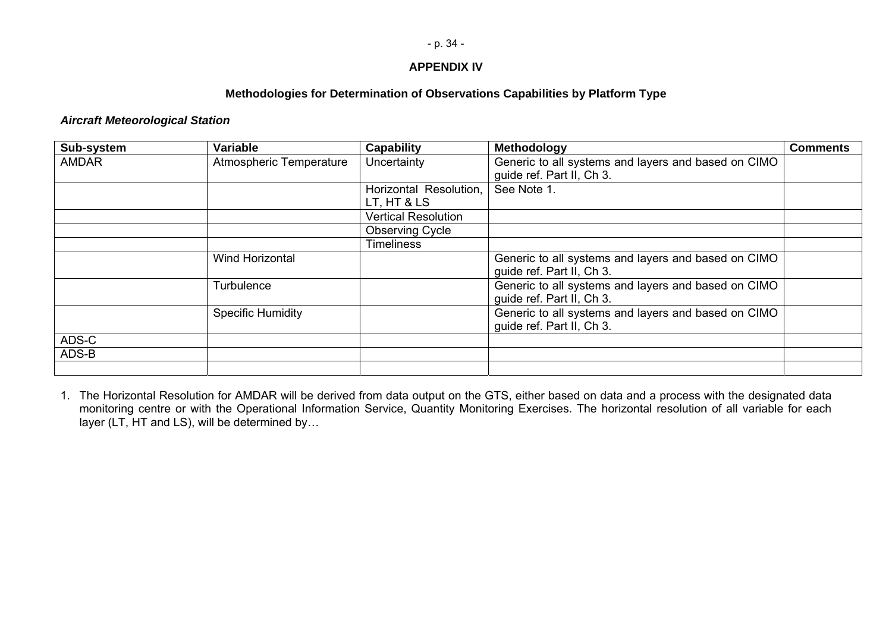# APPENDIX IV

## Methodologies for Determination of Observations Capabilities by Platform Type

***Aircraft Meteorological Station***

| Sub-system | Variable | Capability | Methodology | Comments |
|---|---|---|---|---|
| AMDAR | Atmospheric Temperature | Uncertainty | Generic to all systems and layers and based on CIMO guide ref. Part II, Ch 3. | |
| | | Horizontal Resolution, LT, HT & LS | See Note 1. | |
| | | Vertical Resolution | | |
| | | Observing Cycle | | |
| | | Timeliness | | |
| | Wind Horizontal | | Generic to all systems and layers and based on CIMO guide ref. Part II, Ch 3. | |
| | Turbulence | | Generic to all systems and layers and based on CIMO guide ref. Part II, Ch 3. | |
| | Specific Humidity | | Generic to all systems and layers and based on CIMO guide ref. Part II, Ch 3. | |
| ADS-C | | | | |
| ADS-B | | | | |
| | | | | |

1. The Horizontal Resolution for AMDAR will be derived from data output on the GTS, either based on data and a process with the designated data monitoring centre or with the Operational Information Service, Quantity Monitoring Exercises. The horizontal resolution of all variable for each layer (LT, HT and LS), will be determined by…